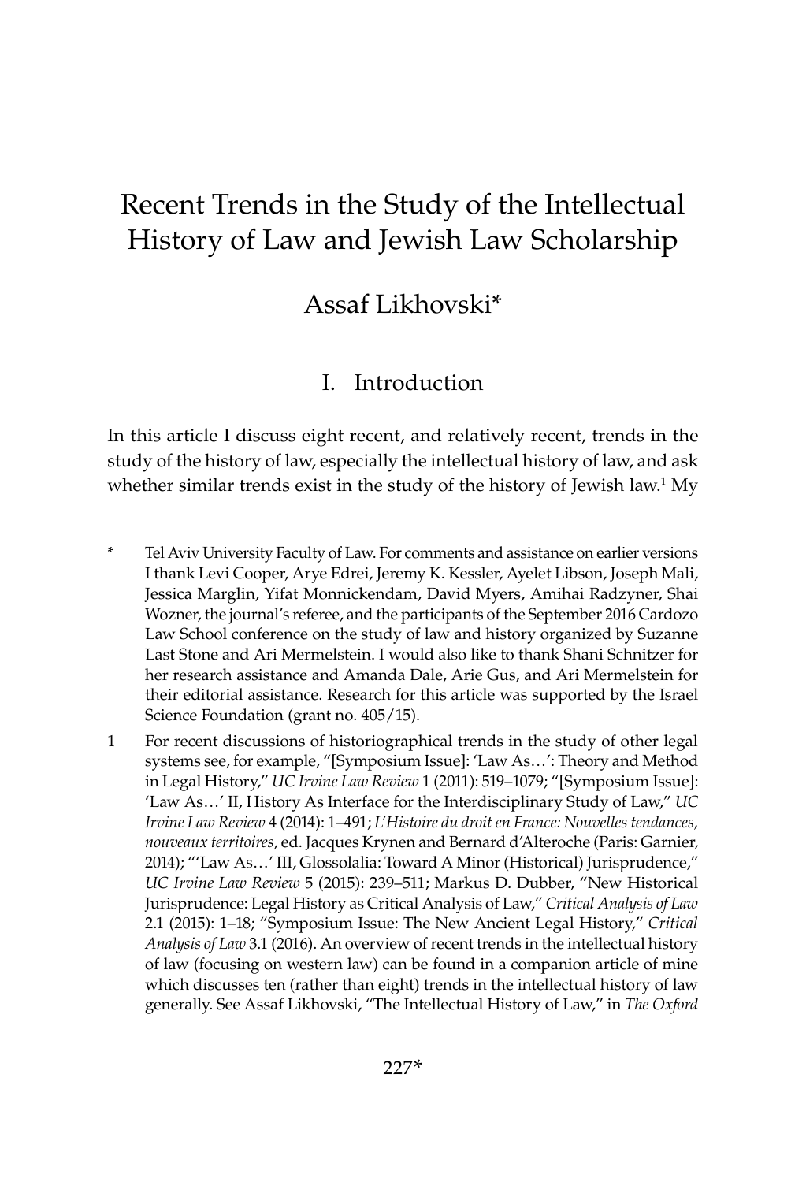# Recent Trends in the Study of the Intellectual History of Law and Jewish Law Scholarship

Assaf Likhovski*

## I. Introduction

In this article I discuss eight recent, and relatively recent, trends in the study of the history of law, especially the intellectual history of law, and ask whether similar trends exist in the study of the history of Jewish law.[1] My

\* Tel Aviv University Faculty of Law. For comments and assistance on earlier versions I thank Levi Cooper, Arye Edrei, Jeremy K. Kessler, Ayelet Libson, Joseph Mali, Jessica Marglin, Yifat Monnickendam, David Myers, Amihai Radzyner, Shai Wozner, the journal's referee, and the participants of the September 2016 Cardozo Law School conference on the study of law and history organized by Suzanne Last Stone and Ari Mermelstein. I would also like to thank Shani Schnitzer for her research assistance and Amanda Dale, Arie Gus, and Ari Mermelstein for their editorial assistance. Research for this article was supported by the Israel Science Foundation (grant no. 405/15).

1 For recent discussions of historiographical trends in the study of other legal systems see, for example, "[Symposium Issue]: 'Law As…': Theory and Method in Legal History," *UC Irvine Law Review* 1 (2011): 519–1079; "[Symposium Issue]: 'Law As…' II, History As Interface for the Interdisciplinary Study of Law," *UC Irvine Law Review* 4 (2014): 1–491; *L'Histoire du droit en France: Nouvelles tendances, nouveaux territoires*, ed. Jacques Krynen and Bernard d'Alteroche (Paris: Garnier, 2014); "'Law As…' III, Glossolalia: Toward A Minor (Historical) Jurisprudence," *UC Irvine Law Review* 5 (2015): 239–511; Markus D. Dubber, "New Historical Jurisprudence: Legal History as Critical Analysis of Law," *Critical Analysis of Law* 2.1 (2015): 1–18; "Symposium Issue: The New Ancient Legal History," *Critical Analysis of Law* 3.1 (2016). An overview of recent trends in the intellectual history of law (focusing on western law) can be found in a companion article of mine which discusses ten (rather than eight) trends in the intellectual history of law generally. See Assaf Likhovski, "The Intellectual History of Law," in *The Oxford*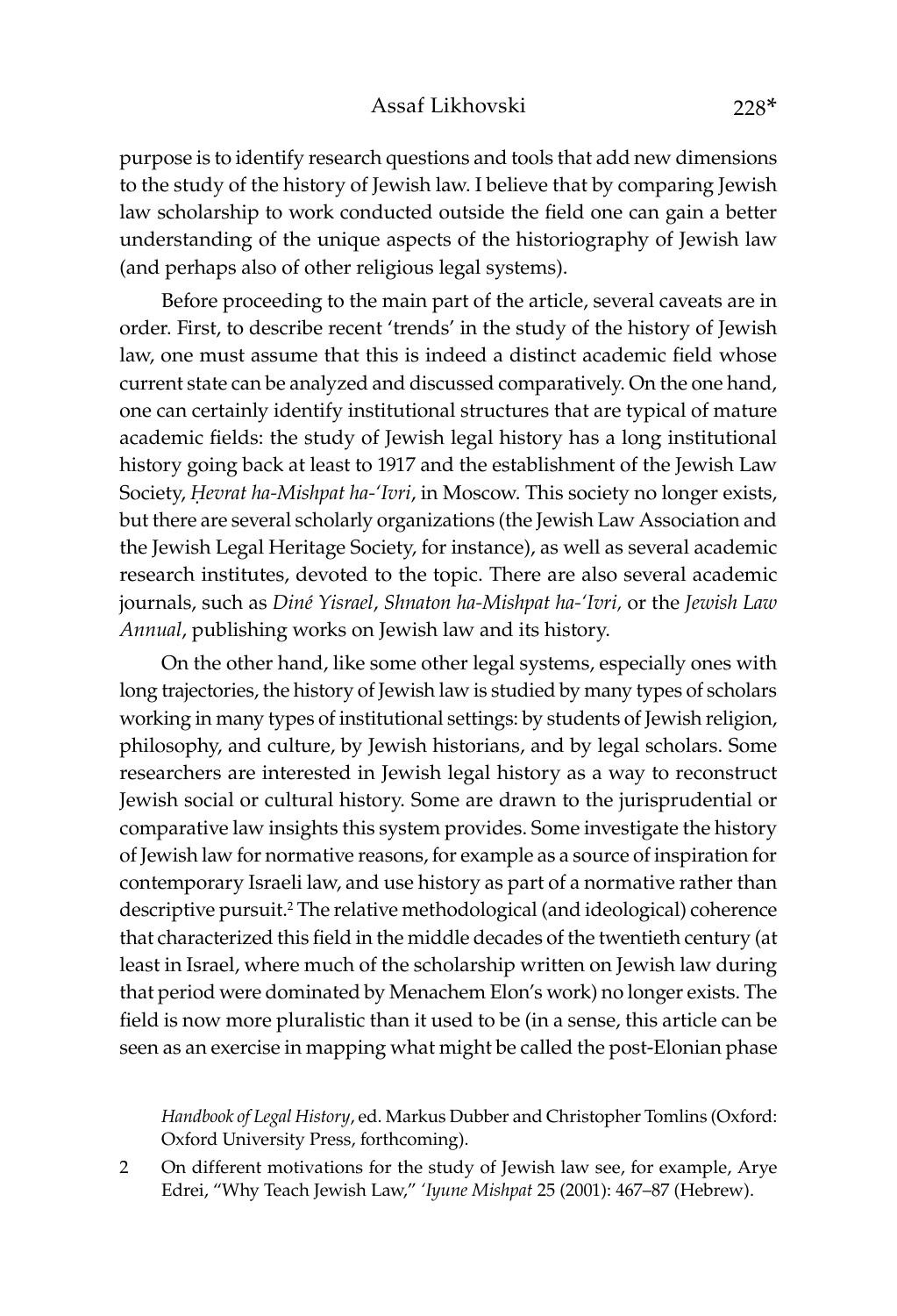purpose is to identify research questions and tools that add new dimensions to the study of the history of Jewish law. I believe that by comparing Jewish law scholarship to work conducted outside the field one can gain a better understanding of the unique aspects of the historiography of Jewish law (and perhaps also of other religious legal systems).

Before proceeding to the main part of the article, several caveats are in order. First, to describe recent 'trends' in the study of the history of Jewish law, one must assume that this is indeed a distinct academic field whose current state can be analyzed and discussed comparatively. On the one hand, one can certainly identify institutional structures that are typical of mature academic fields: the study of Jewish legal history has a long institutional history going back at least to 1917 and the establishment of the Jewish Law Society, *Ḥevrat ha-Mishpat ha-'Ivri*, in Moscow. This society no longer exists, but there are several scholarly organizations (the Jewish Law Association and the Jewish Legal Heritage Society, for instance), as well as several academic research institutes, devoted to the topic. There are also several academic journals, such as *Diné Yisrael*, *Shnaton ha-Mishpat ha-'Ivri,* or the *Jewish Law Annual*, publishing works on Jewish law and its history.

On the other hand, like some other legal systems, especially ones with long trajectories, the history of Jewish law is studied by many types of scholars working in many types of institutional settings: by students of Jewish religion, philosophy, and culture, by Jewish historians, and by legal scholars. Some researchers are interested in Jewish legal history as a way to reconstruct Jewish social or cultural history. Some are drawn to the jurisprudential or comparative law insights this system provides. Some investigate the history of Jewish law for normative reasons, for example as a source of inspiration for contemporary Israeli law, and use history as part of a normative rather than descriptive pursuit.[2] The relative methodological (and ideological) coherence that characterized this field in the middle decades of the twentieth century (at least in Israel, where much of the scholarship written on Jewish law during that period were dominated by Menachem Elon's work) no longer exists. The field is now more pluralistic than it used to be (in a sense, this article can be seen as an exercise in mapping what might be called the post-Elonian phase

*Handbook of Legal History*, ed. Markus Dubber and Christopher Tomlins (Oxford: Oxford University Press, forthcoming).

2 On different motivations for the study of Jewish law see, for example, Arye Edrei, "Why Teach Jewish Law," *'Iyune Mishpat* 25 (2001): 467–87 (Hebrew).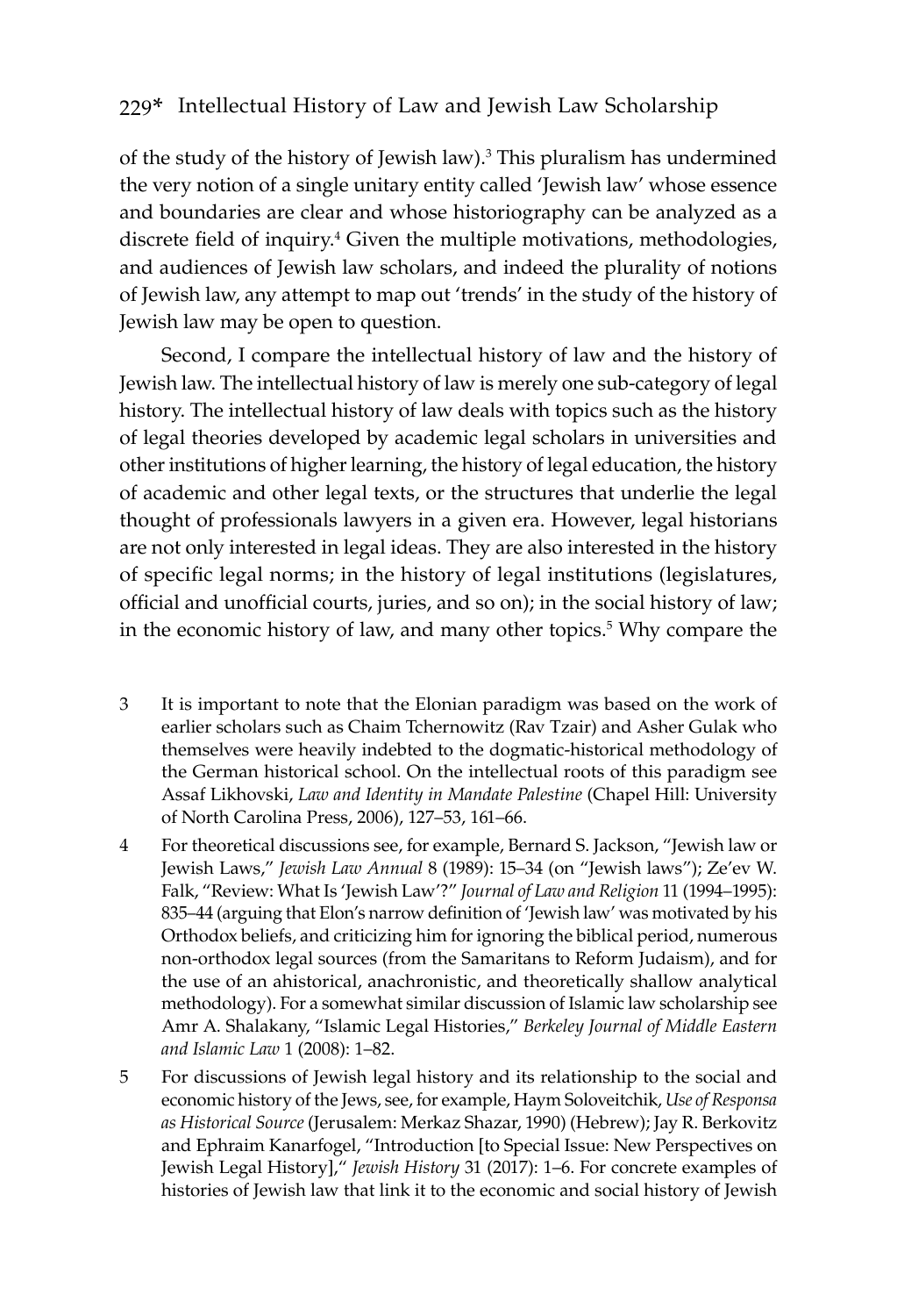of the study of the history of Jewish law).[3] This pluralism has undermined the very notion of a single unitary entity called 'Jewish law' whose essence and boundaries are clear and whose historiography can be analyzed as a discrete field of inquiry.[4] Given the multiple motivations, methodologies, and audiences of Jewish law scholars, and indeed the plurality of notions of Jewish law, any attempt to map out 'trends' in the study of the history of Jewish law may be open to question.

Second, I compare the intellectual history of law and the history of Jewish law. The intellectual history of law is merely one sub-category of legal history. The intellectual history of law deals with topics such as the history of legal theories developed by academic legal scholars in universities and other institutions of higher learning, the history of legal education, the history of academic and other legal texts, or the structures that underlie the legal thought of professionals lawyers in a given era. However, legal historians are not only interested in legal ideas. They are also interested in the history of specific legal norms; in the history of legal institutions (legislatures, official and unofficial courts, juries, and so on); in the social history of law; in the economic history of law, and many other topics.[5] Why compare the

3 It is important to note that the Elonian paradigm was based on the work of earlier scholars such as Chaim Tchernowitz (Rav Tzair) and Asher Gulak who themselves were heavily indebted to the dogmatic-historical methodology of the German historical school. On the intellectual roots of this paradigm see Assaf Likhovski, *Law and Identity in Mandate Palestine* (Chapel Hill: University of North Carolina Press, 2006), 127–53, 161–66.

4 For theoretical discussions see, for example, Bernard S. Jackson, "Jewish law or Jewish Laws," *Jewish Law Annual* 8 (1989): 15–34 (on "Jewish laws"); Ze'ev W. Falk, "Review: What Is 'Jewish Law'?" *Journal of Law and Religion* 11 (1994–1995): 835–44 (arguing that Elon's narrow definition of 'Jewish law' was motivated by his Orthodox beliefs, and criticizing him for ignoring the biblical period, numerous non-orthodox legal sources (from the Samaritans to Reform Judaism), and for the use of an ahistorical, anachronistic, and theoretically shallow analytical methodology). For a somewhat similar discussion of Islamic law scholarship see Amr A. Shalakany, "Islamic Legal Histories," *Berkeley Journal of Middle Eastern and Islamic Law* 1 (2008): 1–82.

5 For discussions of Jewish legal history and its relationship to the social and economic history of the Jews, see, for example, Haym Soloveitchik, *Use of Responsa as Historical Source* (Jerusalem: Merkaz Shazar, 1990) (Hebrew); Jay R. Berkovitz and Ephraim Kanarfogel, "Introduction [to Special Issue: New Perspectives on Jewish Legal History]," *Jewish History* 31 (2017): 1–6. For concrete examples of histories of Jewish law that link it to the economic and social history of Jewish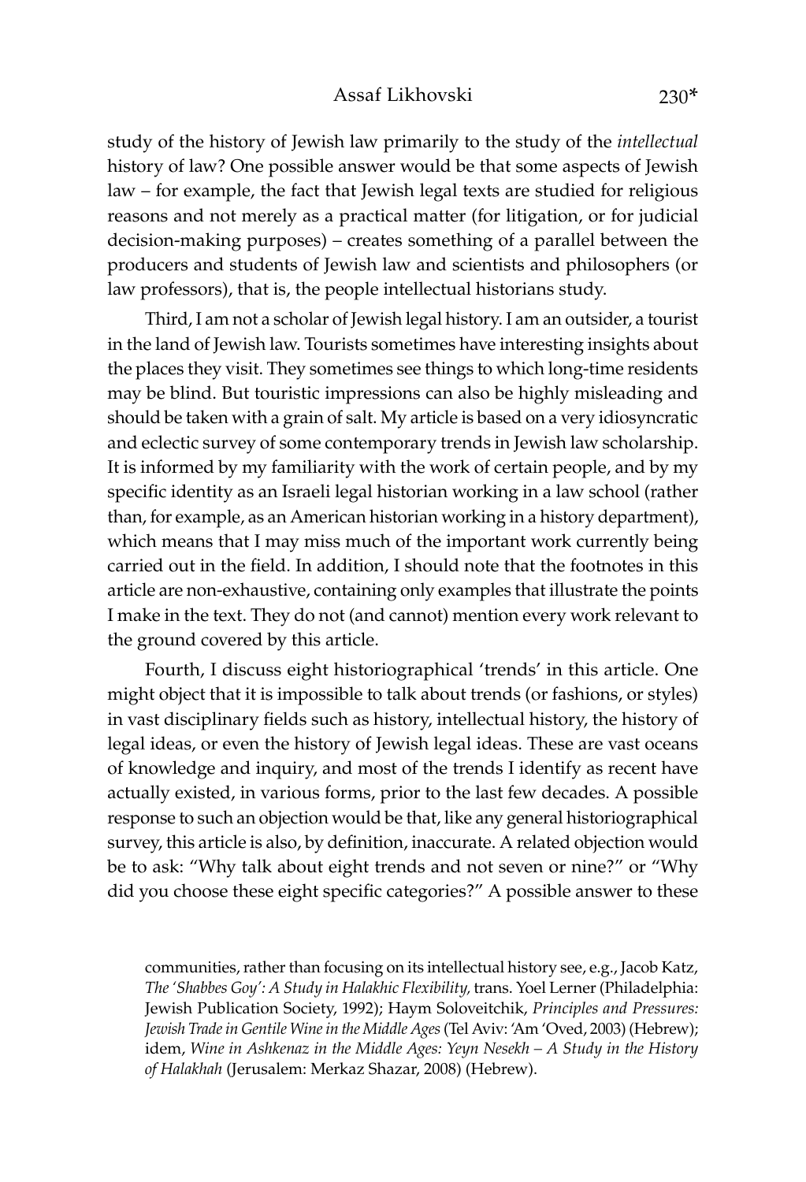study of the history of Jewish law primarily to the study of the *intellectual* history of law? One possible answer would be that some aspects of Jewish law – for example, the fact that Jewish legal texts are studied for religious reasons and not merely as a practical matter (for litigation, or for judicial decision-making purposes) – creates something of a parallel between the producers and students of Jewish law and scientists and philosophers (or law professors), that is, the people intellectual historians study.

Third, I am not a scholar of Jewish legal history. I am an outsider, a tourist in the land of Jewish law. Tourists sometimes have interesting insights about the places they visit. They sometimes see things to which long-time residents may be blind. But touristic impressions can also be highly misleading and should be taken with a grain of salt. My article is based on a very idiosyncratic and eclectic survey of some contemporary trends in Jewish law scholarship. It is informed by my familiarity with the work of certain people, and by my specific identity as an Israeli legal historian working in a law school (rather than, for example, as an American historian working in a history department), which means that I may miss much of the important work currently being carried out in the field. In addition, I should note that the footnotes in this article are non-exhaustive, containing only examples that illustrate the points I make in the text. They do not (and cannot) mention every work relevant to the ground covered by this article.

Fourth, I discuss eight historiographical 'trends' in this article. One might object that it is impossible to talk about trends (or fashions, or styles) in vast disciplinary fields such as history, intellectual history, the history of legal ideas, or even the history of Jewish legal ideas. These are vast oceans of knowledge and inquiry, and most of the trends I identify as recent have actually existed, in various forms, prior to the last few decades. A possible response to such an objection would be that, like any general historiographical survey, this article is also, by definition, inaccurate. A related objection would be to ask: "Why talk about eight trends and not seven or nine?" or "Why did you choose these eight specific categories?" A possible answer to these

communities, rather than focusing on its intellectual history see, e.g., Jacob Katz, *The 'Shabbes Goy': A Study in Halakhic Flexibility,* trans. Yoel Lerner (Philadelphia: Jewish Publication Society, 1992); Haym Soloveitchik, *Principles and Pressures: Jewish Trade in Gentile Wine in the Middle Ages* (Tel Aviv: 'Am 'Oved, 2003) (Hebrew); idem, *Wine in Ashkenaz in the Middle Ages: Yeyn Nesekh – A Study in the History of Halakhah* (Jerusalem: Merkaz Shazar, 2008) (Hebrew).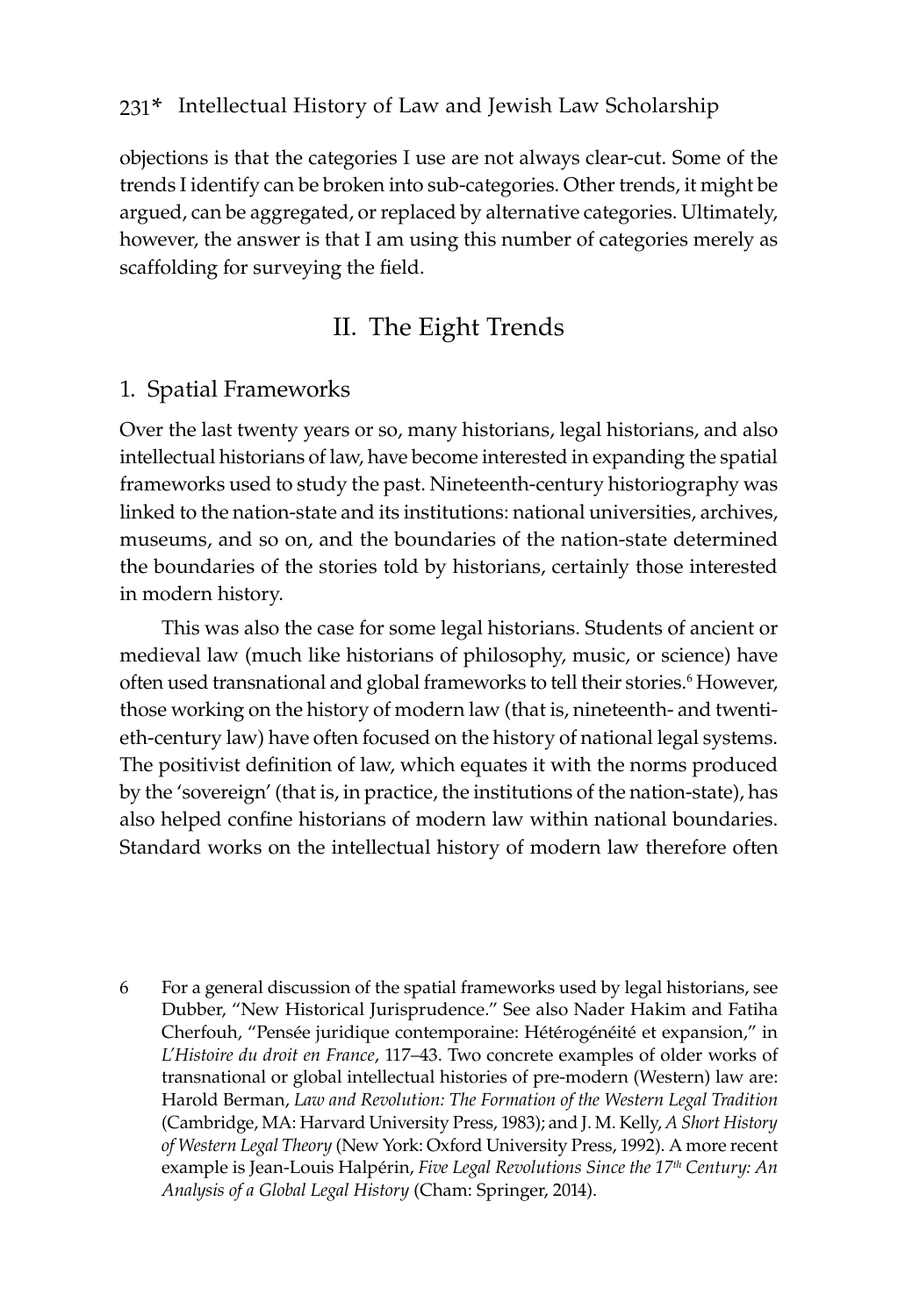objections is that the categories I use are not always clear-cut. Some of the trends I identify can be broken into sub-categories. Other trends, it might be argued, can be aggregated, or replaced by alternative categories. Ultimately, however, the answer is that I am using this number of categories merely as scaffolding for surveying the field.

## II. The Eight Trends

### 1. Spatial Frameworks

Over the last twenty years or so, many historians, legal historians, and also intellectual historians of law, have become interested in expanding the spatial frameworks used to study the past. Nineteenth-century historiography was linked to the nation-state and its institutions: national universities, archives, museums, and so on, and the boundaries of the nation-state determined the boundaries of the stories told by historians, certainly those interested in modern history.

This was also the case for some legal historians. Students of ancient or medieval law (much like historians of philosophy, music, or science) have often used transnational and global frameworks to tell their stories.[6] However, those working on the history of modern law (that is, nineteenth- and twentieth-century law) have often focused on the history of national legal systems. The positivist definition of law, which equates it with the norms produced by the 'sovereign' (that is, in practice, the institutions of the nation-state), has also helped confine historians of modern law within national boundaries. Standard works on the intellectual history of modern law therefore often

6 For a general discussion of the spatial frameworks used by legal historians, see Dubber, "New Historical Jurisprudence." See also Nader Hakim and Fatiha Cherfouh, "Pensée juridique contemporaine: Hétérogénéité et expansion," in *L'Histoire du droit en France*, 117–43. Two concrete examples of older works of transnational or global intellectual histories of pre-modern (Western) law are: Harold Berman, *Law and Revolution: The Formation of the Western Legal Tradition* (Cambridge, MA: Harvard University Press, 1983); and J. M. Kelly, *A Short History of Western Legal Theory* (New York: Oxford University Press, 1992). A more recent example is Jean-Louis Halpérin, *Five Legal Revolutions Since the 17th Century: An Analysis of a Global Legal History* (Cham: Springer, 2014).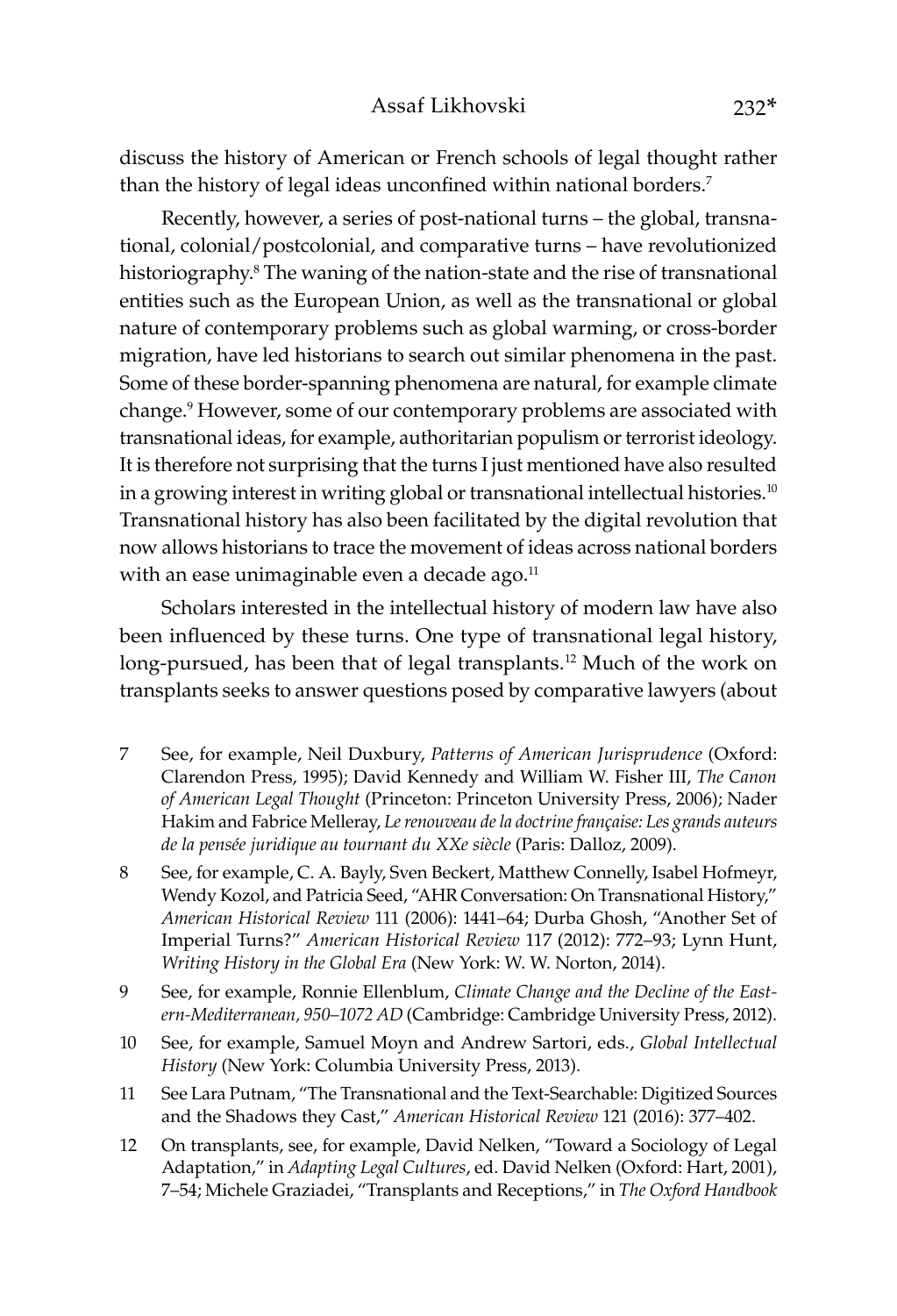discuss the history of American or French schools of legal thought rather than the history of legal ideas unconfined within national borders.[7]

Recently, however, a series of post-national turns – the global, transnational, colonial/postcolonial, and comparative turns – have revolutionized historiography.[8] The waning of the nation-state and the rise of transnational entities such as the European Union, as well as the transnational or global nature of contemporary problems such as global warming, or cross-border migration, have led historians to search out similar phenomena in the past. Some of these border-spanning phenomena are natural, for example climate change.[9] However, some of our contemporary problems are associated with transnational ideas, for example, authoritarian populism or terrorist ideology. It is therefore not surprising that the turns I just mentioned have also resulted in a growing interest in writing global or transnational intellectual histories.[10] Transnational history has also been facilitated by the digital revolution that now allows historians to trace the movement of ideas across national borders with an ease unimaginable even a decade ago.[11]

Scholars interested in the intellectual history of modern law have also been influenced by these turns. One type of transnational legal history, long-pursued, has been that of legal transplants.[12] Much of the work on transplants seeks to answer questions posed by comparative lawyers (about

7 See, for example, Neil Duxbury, *Patterns of American Jurisprudence* (Oxford: Clarendon Press, 1995); David Kennedy and William W. Fisher III, *The Canon of American Legal Thought* (Princeton: Princeton University Press, 2006); Nader Hakim and Fabrice Melleray, *Le renouveau de la doctrine française: Les grands auteurs de la pensée juridique au tournant du XXe siècle* (Paris: Dalloz, 2009).

8 See, for example, C. A. Bayly, Sven Beckert, Matthew Connelly, Isabel Hofmeyr, Wendy Kozol, and Patricia Seed, "AHR Conversation: On Transnational History," *American Historical Review* 111 (2006): 1441–64; Durba Ghosh, "Another Set of Imperial Turns?" *American Historical Review* 117 (2012): 772–93; Lynn Hunt, *Writing History in the Global Era* (New York: W. W. Norton, 2014).

9 See, for example, Ronnie Ellenblum, *Climate Change and the Decline of the Eastern-Mediterranean, 950–1072 AD* (Cambridge: Cambridge University Press, 2012).

10 See, for example, Samuel Moyn and Andrew Sartori, eds., *Global Intellectual History* (New York: Columbia University Press, 2013).

11 See Lara Putnam, "The Transnational and the Text-Searchable: Digitized Sources and the Shadows they Cast," *American Historical Review* 121 (2016): 377–402.

12 On transplants, see, for example, David Nelken, "Toward a Sociology of Legal Adaptation," in *Adapting Legal Cultures*, ed. David Nelken (Oxford: Hart, 2001), 7–54; Michele Graziadei, "Transplants and Receptions," in *The Oxford Handbook*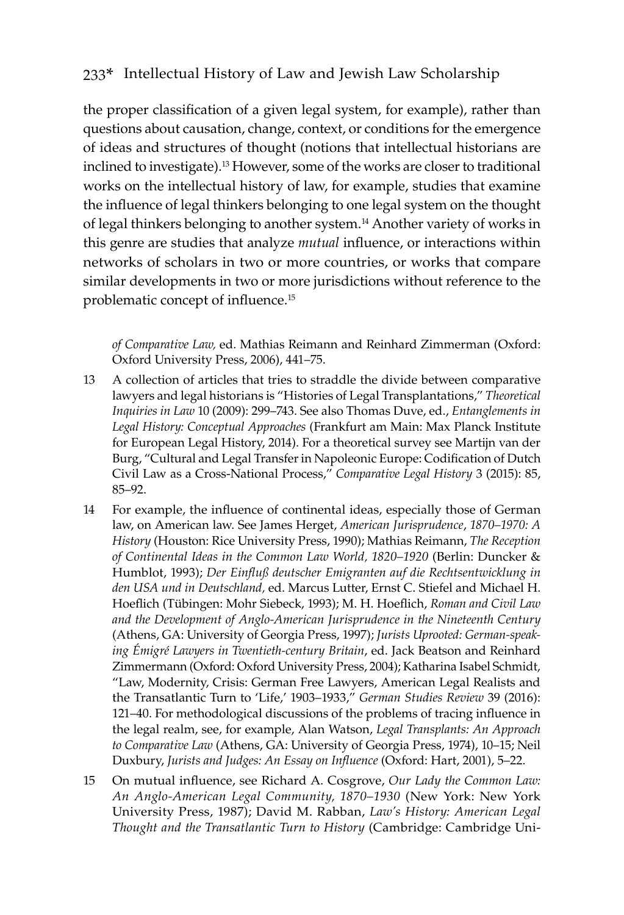the proper classification of a given legal system, for example), rather than questions about causation, change, context, or conditions for the emergence of ideas and structures of thought (notions that intellectual historians are inclined to investigate).[13] However, some of the works are closer to traditional works on the intellectual history of law, for example, studies that examine the influence of legal thinkers belonging to one legal system on the thought of legal thinkers belonging to another system.[14] Another variety of works in this genre are studies that analyze *mutual* influence, or interactions within networks of scholars in two or more countries, or works that compare similar developments in two or more jurisdictions without reference to the problematic concept of influence.[15]

*of Comparative Law,* ed. Mathias Reimann and Reinhard Zimmerman (Oxford: Oxford University Press, 2006), 441–75.

13 A collection of articles that tries to straddle the divide between comparative lawyers and legal historians is "Histories of Legal Transplantations," *Theoretical Inquiries in Law* 10 (2009): 299–743. See also Thomas Duve, ed., *Entanglements in Legal History: Conceptual Approaches* (Frankfurt am Main: Max Planck Institute for European Legal History, 2014). For a theoretical survey see Martijn van der Burg, "Cultural and Legal Transfer in Napoleonic Europe: Codification of Dutch Civil Law as a Cross-National Process," *Comparative Legal History* 3 (2015): 85, 85–92.

14 For example, the influence of continental ideas, especially those of German law, on American law. See James Herget, *American Jurisprudence, 1870–1970: A History* (Houston: Rice University Press, 1990); Mathias Reimann, *The Reception of Continental Ideas in the Common Law World, 1820–1920* (Berlin: Duncker & Humblot, 1993); *Der Einfluß deutscher Emigranten auf die Rechtsentwicklung in den USA und in Deutschland,* ed. Marcus Lutter, Ernst C. Stiefel and Michael H. Hoeflich (Tübingen: Mohr Siebeck, 1993); M. H. Hoeflich, *Roman and Civil Law and the Development of Anglo-American Jurisprudence in the Nineteenth Century* (Athens, GA: University of Georgia Press, 1997); *Jurists Uprooted: German-speaking Émigré Lawyers in Twentieth-century Britain*, ed. Jack Beatson and Reinhard Zimmermann (Oxford: Oxford University Press, 2004); Katharina Isabel Schmidt, "Law, Modernity, Crisis: German Free Lawyers, American Legal Realists and the Transatlantic Turn to 'Life,' 1903–1933," *German Studies Review* 39 (2016): 121–40. For methodological discussions of the problems of tracing influence in the legal realm, see, for example, Alan Watson, *Legal Transplants: An Approach to Comparative Law* (Athens, GA: University of Georgia Press, 1974), 10–15; Neil Duxbury, *Jurists and Judges: An Essay on Influence* (Oxford: Hart, 2001), 5–22.

15 On mutual influence, see Richard A. Cosgrove, *Our Lady the Common Law: An Anglo-American Legal Community, 1870–1930* (New York: New York University Press, 1987); David M. Rabban, *Law's History: American Legal Thought and the Transatlantic Turn to History* (Cambridge: Cambridge Uni-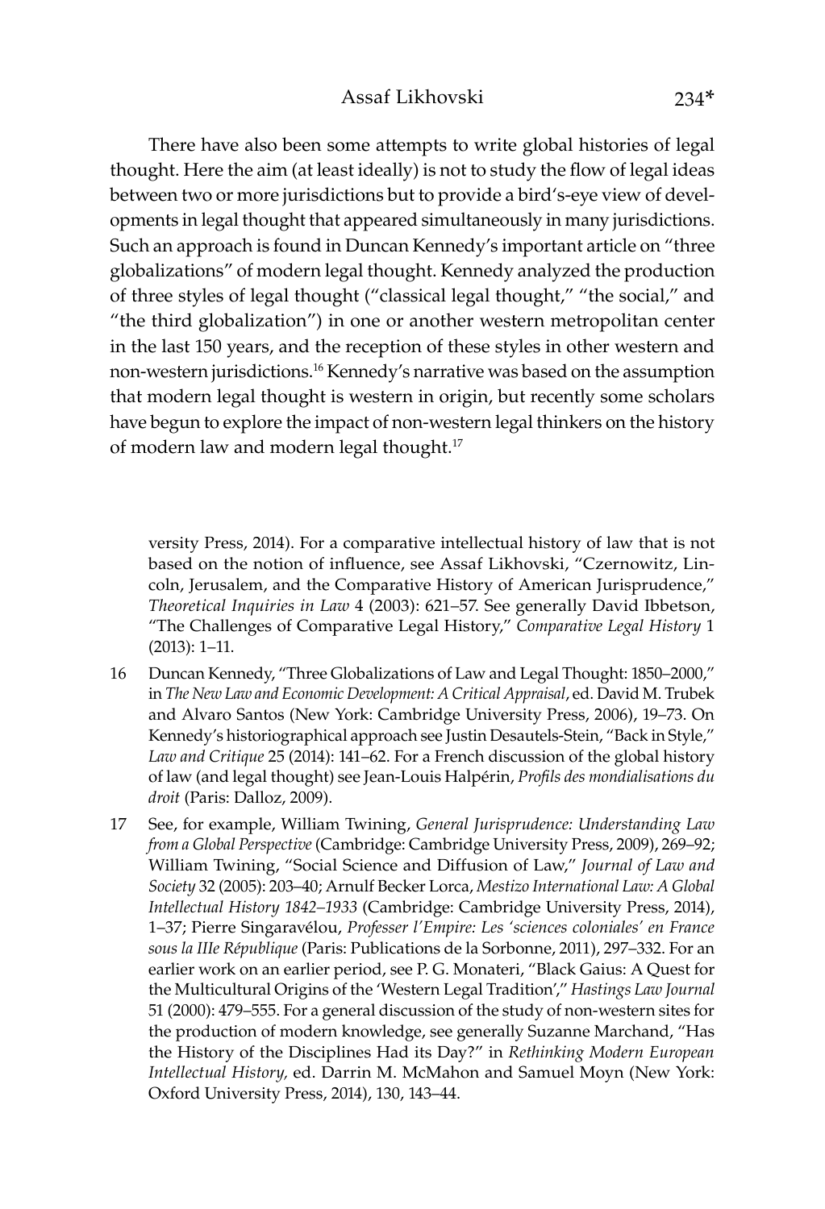There have also been some attempts to write global histories of legal thought. Here the aim (at least ideally) is not to study the flow of legal ideas between two or more jurisdictions but to provide a bird's-eye view of developments in legal thought that appeared simultaneously in many jurisdictions. Such an approach is found in Duncan Kennedy's important article on "three globalizations" of modern legal thought. Kennedy analyzed the production of three styles of legal thought ("classical legal thought," "the social," and "the third globalization") in one or another western metropolitan center in the last 150 years, and the reception of these styles in other western and non-western jurisdictions.[16] Kennedy's narrative was based on the assumption that modern legal thought is western in origin, but recently some scholars have begun to explore the impact of non-western legal thinkers on the history of modern law and modern legal thought.[17]

versity Press, 2014). For a comparative intellectual history of law that is not based on the notion of influence, see Assaf Likhovski, "Czernowitz, Lincoln, Jerusalem, and the Comparative History of American Jurisprudence," *Theoretical Inquiries in Law* 4 (2003): 621–57. See generally David Ibbetson, "The Challenges of Comparative Legal History," *Comparative Legal History* 1 (2013): 1–11.

16 Duncan Kennedy, "Three Globalizations of Law and Legal Thought: 1850–2000," in *The New Law and Economic Development: A Critical Appraisal*, ed. David M. Trubek and Alvaro Santos (New York: Cambridge University Press, 2006), 19–73. On Kennedy's historiographical approach see Justin Desautels-Stein, "Back in Style," *Law and Critique* 25 (2014): 141–62. For a French discussion of the global history of law (and legal thought) see Jean-Louis Halpérin, *Profils des mondialisations du droit* (Paris: Dalloz, 2009).

17 See, for example, William Twining, *General Jurisprudence: Understanding Law from a Global Perspective* (Cambridge: Cambridge University Press, 2009), 269–92; William Twining, "Social Science and Diffusion of Law," *Journal of Law and Society* 32 (2005): 203–40; Arnulf Becker Lorca, *Mestizo International Law: A Global Intellectual History 1842–1933* (Cambridge: Cambridge University Press, 2014), 1–37; Pierre Singaravélou, *Professer l'Empire: Les 'sciences coloniales' en France sous la IIIe République* (Paris: Publications de la Sorbonne, 2011), 297–332. For an earlier work on an earlier period, see P. G. Monateri, "Black Gaius: A Quest for the Multicultural Origins of the 'Western Legal Tradition'," *Hastings Law Journal* 51 (2000): 479–555. For a general discussion of the study of non-western sites for the production of modern knowledge, see generally Suzanne Marchand, "Has the History of the Disciplines Had its Day?" in *Rethinking Modern European Intellectual History,* ed. Darrin M. McMahon and Samuel Moyn (New York: Oxford University Press, 2014), 130, 143–44.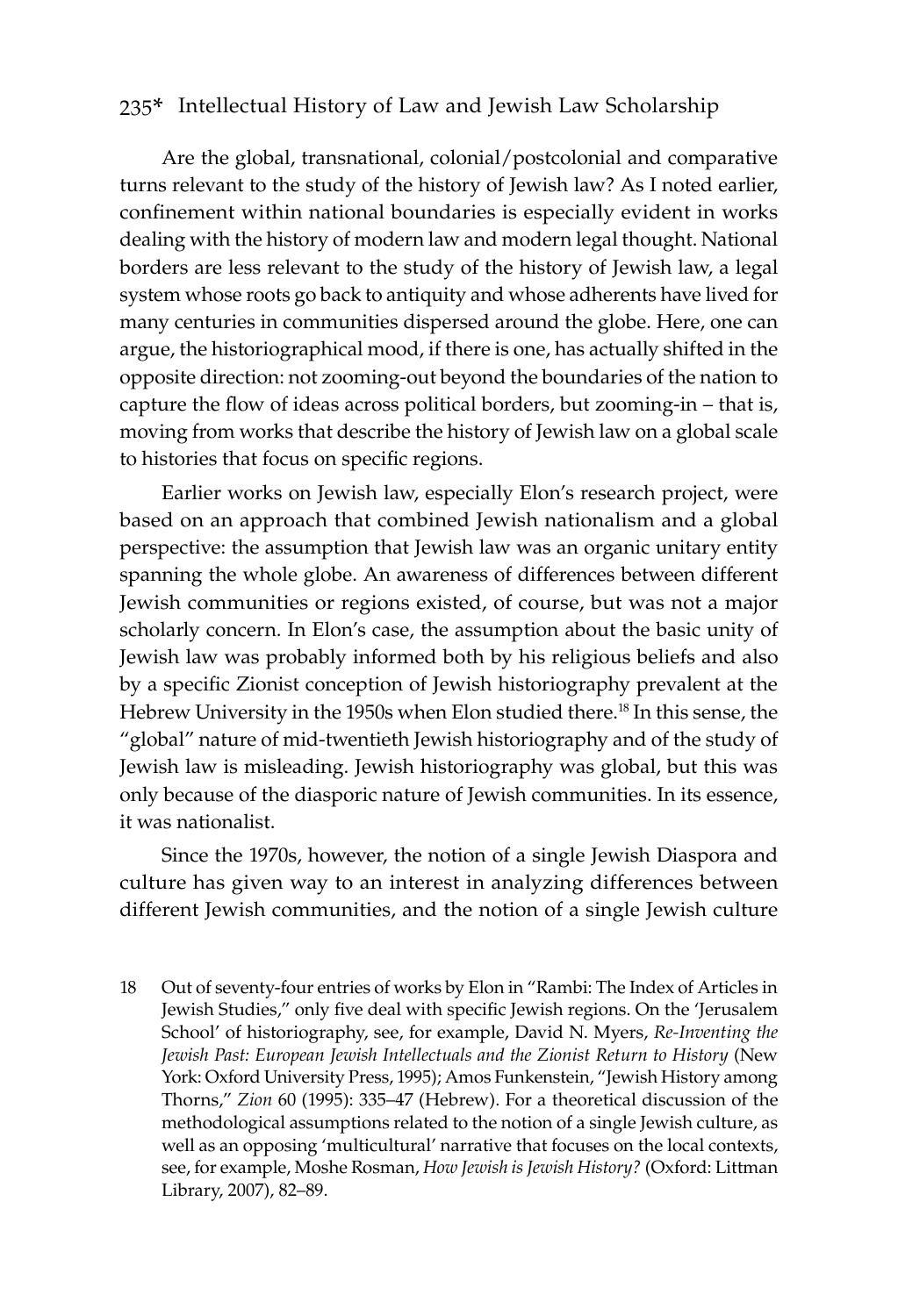Are the global, transnational, colonial/postcolonial and comparative turns relevant to the study of the history of Jewish law? As I noted earlier, confinement within national boundaries is especially evident in works dealing with the history of modern law and modern legal thought. National borders are less relevant to the study of the history of Jewish law, a legal system whose roots go back to antiquity and whose adherents have lived for many centuries in communities dispersed around the globe. Here, one can argue, the historiographical mood, if there is one, has actually shifted in the opposite direction: not zooming-out beyond the boundaries of the nation to capture the flow of ideas across political borders, but zooming-in – that is, moving from works that describe the history of Jewish law on a global scale to histories that focus on specific regions.

Earlier works on Jewish law, especially Elon's research project, were based on an approach that combined Jewish nationalism and a global perspective: the assumption that Jewish law was an organic unitary entity spanning the whole globe. An awareness of differences between different Jewish communities or regions existed, of course, but was not a major scholarly concern. In Elon's case, the assumption about the basic unity of Jewish law was probably informed both by his religious beliefs and also by a specific Zionist conception of Jewish historiography prevalent at the Hebrew University in the 1950s when Elon studied there.[18] In this sense, the "global" nature of mid-twentieth Jewish historiography and of the study of Jewish law is misleading. Jewish historiography was global, but this was only because of the diasporic nature of Jewish communities. In its essence, it was nationalist.

Since the 1970s, however, the notion of a single Jewish Diaspora and culture has given way to an interest in analyzing differences between different Jewish communities, and the notion of a single Jewish culture

18 Out of seventy-four entries of works by Elon in "Rambi: The Index of Articles in Jewish Studies," only five deal with specific Jewish regions. On the 'Jerusalem School' of historiography, see, for example, David N. Myers, *Re-Inventing the Jewish Past: European Jewish Intellectuals and the Zionist Return to History* (New York: Oxford University Press, 1995); Amos Funkenstein, "Jewish History among Thorns," *Zion* 60 (1995): 335–47 (Hebrew). For a theoretical discussion of the methodological assumptions related to the notion of a single Jewish culture, as well as an opposing 'multicultural' narrative that focuses on the local contexts, see, for example, Moshe Rosman, *How Jewish is Jewish History?* (Oxford: Littman Library, 2007), 82–89.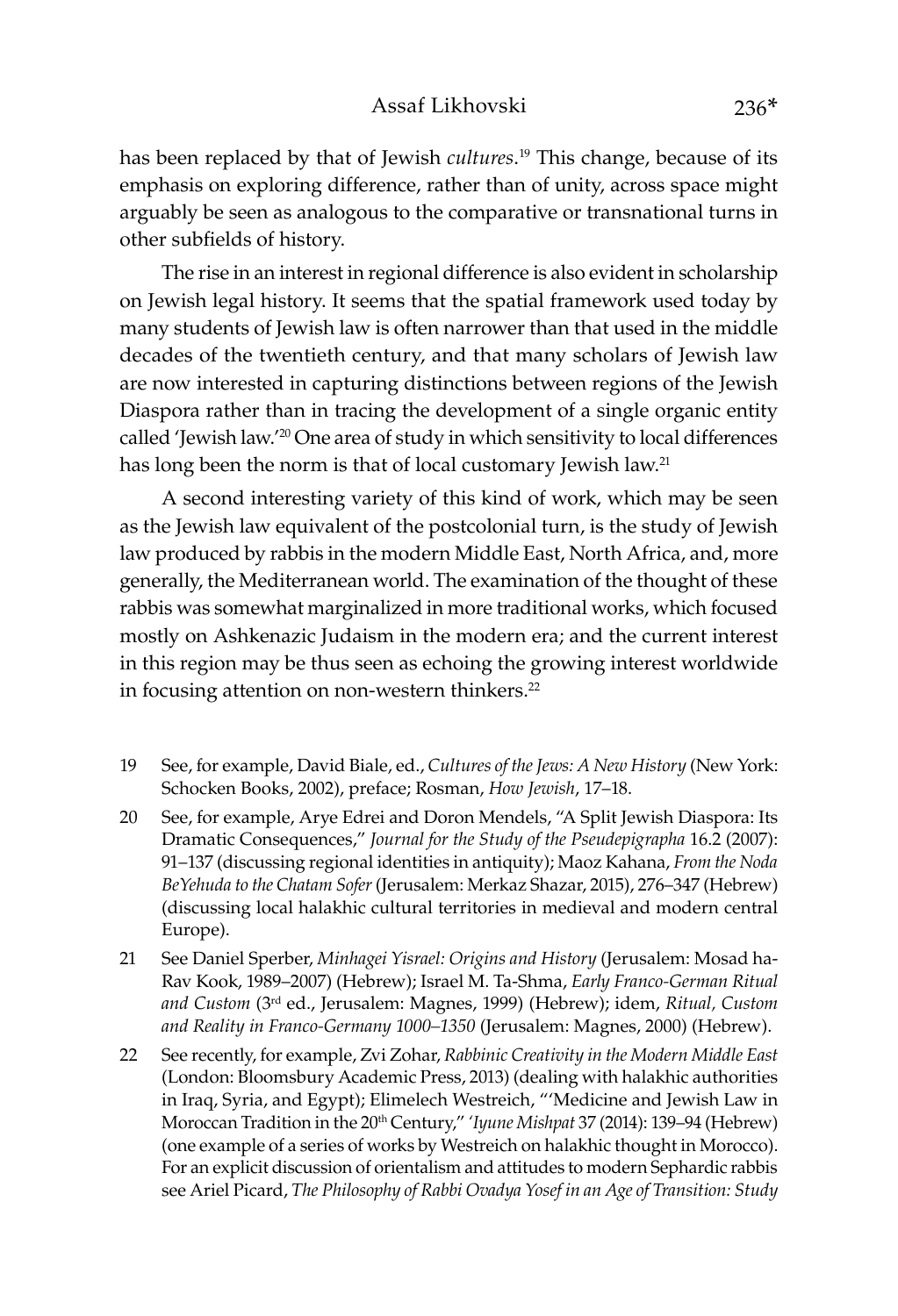has been replaced by that of Jewish *cultures*.[19] This change, because of its emphasis on exploring difference, rather than of unity, across space might arguably be seen as analogous to the comparative or transnational turns in other subfields of history.

The rise in an interest in regional difference is also evident in scholarship on Jewish legal history. It seems that the spatial framework used today by many students of Jewish law is often narrower than that used in the middle decades of the twentieth century, and that many scholars of Jewish law are now interested in capturing distinctions between regions of the Jewish Diaspora rather than in tracing the development of a single organic entity called 'Jewish law.'[20] One area of study in which sensitivity to local differences has long been the norm is that of local customary Jewish law.[21]

A second interesting variety of this kind of work, which may be seen as the Jewish law equivalent of the postcolonial turn, is the study of Jewish law produced by rabbis in the modern Middle East, North Africa, and, more generally, the Mediterranean world. The examination of the thought of these rabbis was somewhat marginalized in more traditional works, which focused mostly on Ashkenazic Judaism in the modern era; and the current interest in this region may be thus seen as echoing the growing interest worldwide in focusing attention on non-western thinkers.[22]

19 See, for example, David Biale, ed., *Cultures of the Jews: A New History* (New York: Schocken Books, 2002), preface; Rosman, *How Jewish*, 17–18.

20 See, for example, Arye Edrei and Doron Mendels, "A Split Jewish Diaspora: Its Dramatic Consequences," *Journal for the Study of the Pseudepigrapha* 16.2 (2007): 91–137 (discussing regional identities in antiquity); Maoz Kahana, *From the Noda BeYehuda to the Chatam Sofer* (Jerusalem: Merkaz Shazar, 2015), 276–347 (Hebrew) (discussing local halakhic cultural territories in medieval and modern central Europe).

21 See Daniel Sperber, *Minhagei Yisrael: Origins and History* (Jerusalem: Mosad ha-Rav Kook, 1989–2007) (Hebrew); Israel M. Ta-Shma, *Early Franco-German Ritual and Custom* (3rd ed., Jerusalem: Magnes, 1999) (Hebrew); idem, *Ritual, Custom and Reality in Franco-Germany 1000–1350* (Jerusalem: Magnes, 2000) (Hebrew).

22 See recently, for example, Zvi Zohar, *Rabbinic Creativity in the Modern Middle East* (London: Bloomsbury Academic Press, 2013) (dealing with halakhic authorities in Iraq, Syria, and Egypt); Elimelech Westreich, "'Medicine and Jewish Law in Moroccan Tradition in the 20th Century," *'Iyune Mishpat* 37 (2014): 139–94 (Hebrew) (one example of a series of works by Westreich on halakhic thought in Morocco). For an explicit discussion of orientalism and attitudes to modern Sephardic rabbis see Ariel Picard, *The Philosophy of Rabbi Ovadya Yosef in an Age of Transition: Study*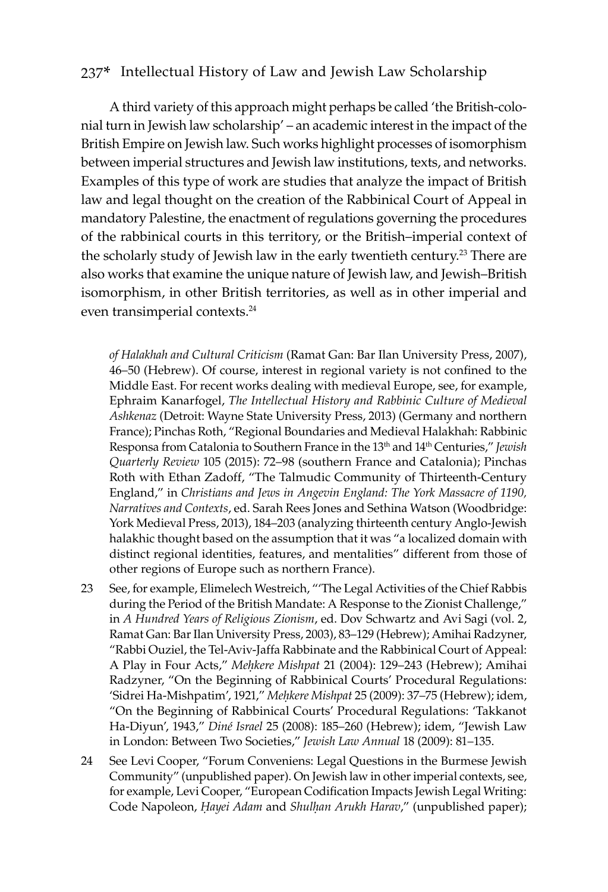A third variety of this approach might perhaps be called 'the British-colonial turn in Jewish law scholarship' – an academic interest in the impact of the British Empire on Jewish law. Such works highlight processes of isomorphism between imperial structures and Jewish law institutions, texts, and networks. Examples of this type of work are studies that analyze the impact of British law and legal thought on the creation of the Rabbinical Court of Appeal in mandatory Palestine, the enactment of regulations governing the procedures of the rabbinical courts in this territory, or the British–imperial context of the scholarly study of Jewish law in the early twentieth century.[23] There are also works that examine the unique nature of Jewish law, and Jewish–British isomorphism, in other British territories, as well as in other imperial and even transimperial contexts.[24]

*of Halakhah and Cultural Criticism* (Ramat Gan: Bar Ilan University Press, 2007), 46–50 (Hebrew). Of course, interest in regional variety is not confined to the Middle East. For recent works dealing with medieval Europe, see, for example, Ephraim Kanarfogel, *The Intellectual History and Rabbinic Culture of Medieval Ashkenaz* (Detroit: Wayne State University Press, 2013) (Germany and northern France); Pinchas Roth, "Regional Boundaries and Medieval Halakhah: Rabbinic Responsa from Catalonia to Southern France in the 13th and 14th Centuries," *Jewish Quarterly Review* 105 (2015): 72–98 (southern France and Catalonia); Pinchas Roth with Ethan Zadoff, "The Talmudic Community of Thirteenth-Century England," in *Christians and Jews in Angevin England: The York Massacre of 1190, Narratives and Contexts*, ed. Sarah Rees Jones and Sethina Watson (Woodbridge: York Medieval Press, 2013), 184–203 (analyzing thirteenth century Anglo-Jewish halakhic thought based on the assumption that it was "a localized domain with distinct regional identities, features, and mentalities" different from those of other regions of Europe such as northern France).

23 See, for example, Elimelech Westreich, "'The Legal Activities of the Chief Rabbis during the Period of the British Mandate: A Response to the Zionist Challenge," in *A Hundred Years of Religious Zionism*, ed. Dov Schwartz and Avi Sagi (vol. 2, Ramat Gan: Bar Ilan University Press, 2003), 83–129 (Hebrew); Amihai Radzyner, "Rabbi Ouziel, the Tel-Aviv-Jaffa Rabbinate and the Rabbinical Court of Appeal: A Play in Four Acts," *Meḥkere Mishpat* 21 (2004): 129–243 (Hebrew); Amihai Radzyner, "On the Beginning of Rabbinical Courts' Procedural Regulations: 'Sidrei Ha-Mishpatim', 1921," *Meḥkere Mishpat* 25 (2009): 37–75 (Hebrew); idem, "On the Beginning of Rabbinical Courts' Procedural Regulations: 'Takkanot Ha-Diyun', 1943," *Diné Israel* 25 (2008): 185–260 (Hebrew); idem, "Jewish Law in London: Between Two Societies," *Jewish Law Annual* 18 (2009): 81–135.

24 See Levi Cooper, "Forum Conveniens: Legal Questions in the Burmese Jewish Community" (unpublished paper). On Jewish law in other imperial contexts, see, for example, Levi Cooper, "European Codification Impacts Jewish Legal Writing: Code Napoleon, *Ḥayei Adam* and *Shulḥan Arukh Harav*," (unpublished paper);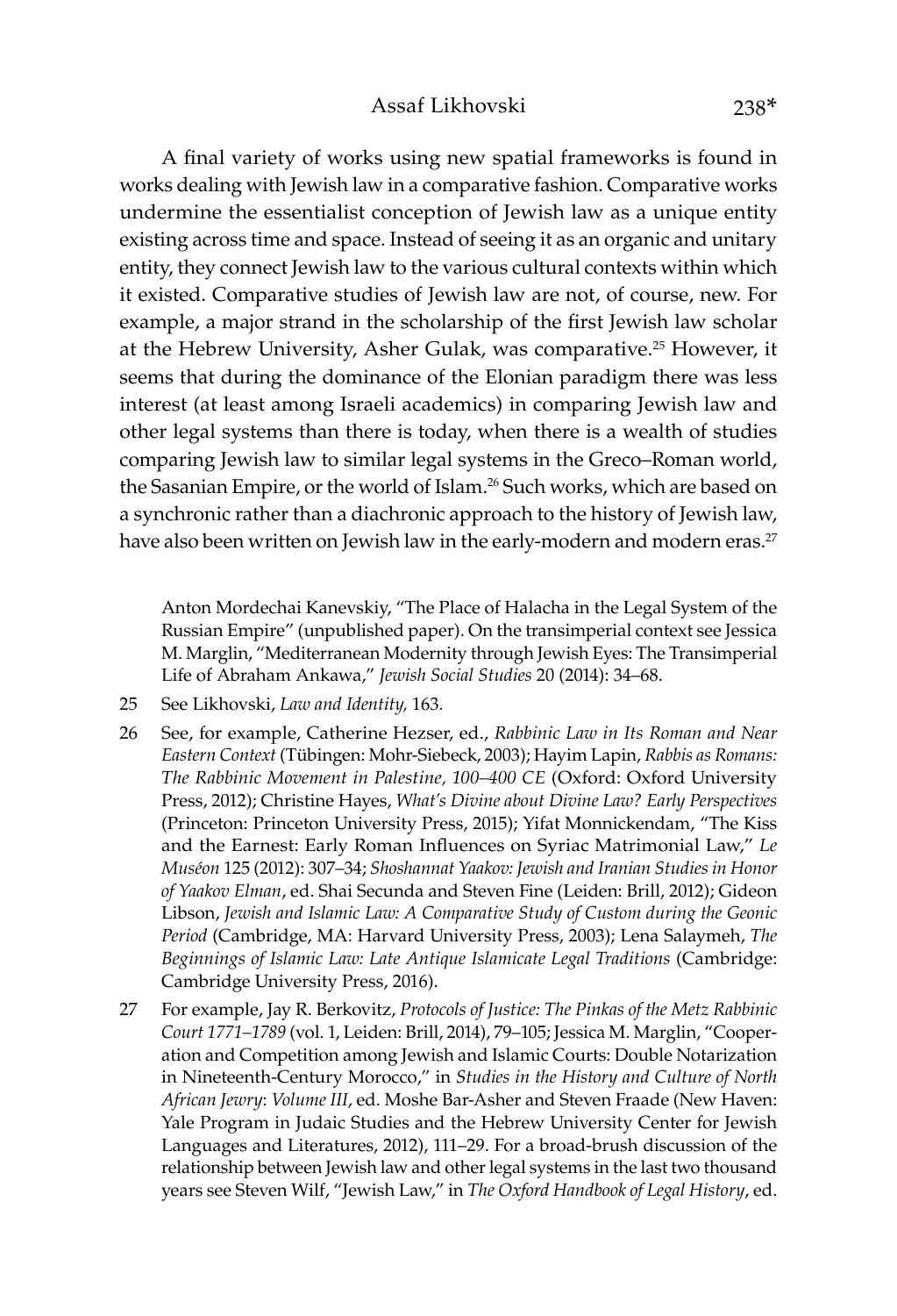A final variety of works using new spatial frameworks is found in works dealing with Jewish law in a comparative fashion. Comparative works undermine the essentialist conception of Jewish law as a unique entity existing across time and space. Instead of seeing it as an organic and unitary entity, they connect Jewish law to the various cultural contexts within which it existed. Comparative studies of Jewish law are not, of course, new. For example, a major strand in the scholarship of the first Jewish law scholar at the Hebrew University, Asher Gulak, was comparative.[25] However, it seems that during the dominance of the Elonian paradigm there was less interest (at least among Israeli academics) in comparing Jewish law and other legal systems than there is today, when there is a wealth of studies comparing Jewish law to similar legal systems in the Greco–Roman world, the Sasanian Empire, or the world of Islam.[26] Such works, which are based on a synchronic rather than a diachronic approach to the history of Jewish law, have also been written on Jewish law in the early-modern and modern eras.[27]

Anton Mordechai Kanevskiy, "The Place of Halacha in the Legal System of the Russian Empire" (unpublished paper). On the transimperial context see Jessica M. Marglin, "Mediterranean Modernity through Jewish Eyes: The Transimperial Life of Abraham Ankawa," *Jewish Social Studies* 20 (2014): 34–68.

25 See Likhovski, *Law and Identity,* 163.

26 See, for example, Catherine Hezser, ed., *Rabbinic Law in Its Roman and Near Eastern Context* (Tübingen: Mohr-Siebeck, 2003); Hayim Lapin, *Rabbis as Romans: The Rabbinic Movement in Palestine, 100–400 CE* (Oxford: Oxford University Press, 2012); Christine Hayes, *What's Divine about Divine Law? Early Perspectives* (Princeton: Princeton University Press, 2015); Yifat Monnickendam, "The Kiss and the Earnest: Early Roman Influences on Syriac Matrimonial Law," *Le Muséon* 125 (2012): 307–34; *Shoshannat Yaakov: Jewish and Iranian Studies in Honor of Yaakov Elman*, ed. Shai Secunda and Steven Fine (Leiden: Brill, 2012); Gideon Libson, *Jewish and Islamic Law: A Comparative Study of Custom during the Geonic Period* (Cambridge, MA: Harvard University Press, 2003); Lena Salaymeh, *The Beginnings of Islamic Law: Late Antique Islamicate Legal Traditions* (Cambridge: Cambridge University Press, 2016).

27 For example, Jay R. Berkovitz, *Protocols of Justice: The Pinkas of the Metz Rabbinic Court 1771–1789* (vol. 1, Leiden: Brill, 2014), 79–105; Jessica M. Marglin, "Cooperation and Competition among Jewish and Islamic Courts: Double Notarization in Nineteenth-Century Morocco," in *Studies in the History and Culture of North African Jewry*: *Volume III*, ed. Moshe Bar-Asher and Steven Fraade (New Haven: Yale Program in Judaic Studies and the Hebrew University Center for Jewish Languages and Literatures, 2012), 111–29. For a broad-brush discussion of the relationship between Jewish law and other legal systems in the last two thousand years see Steven Wilf, "Jewish Law," in *The Oxford Handbook of Legal History*, ed.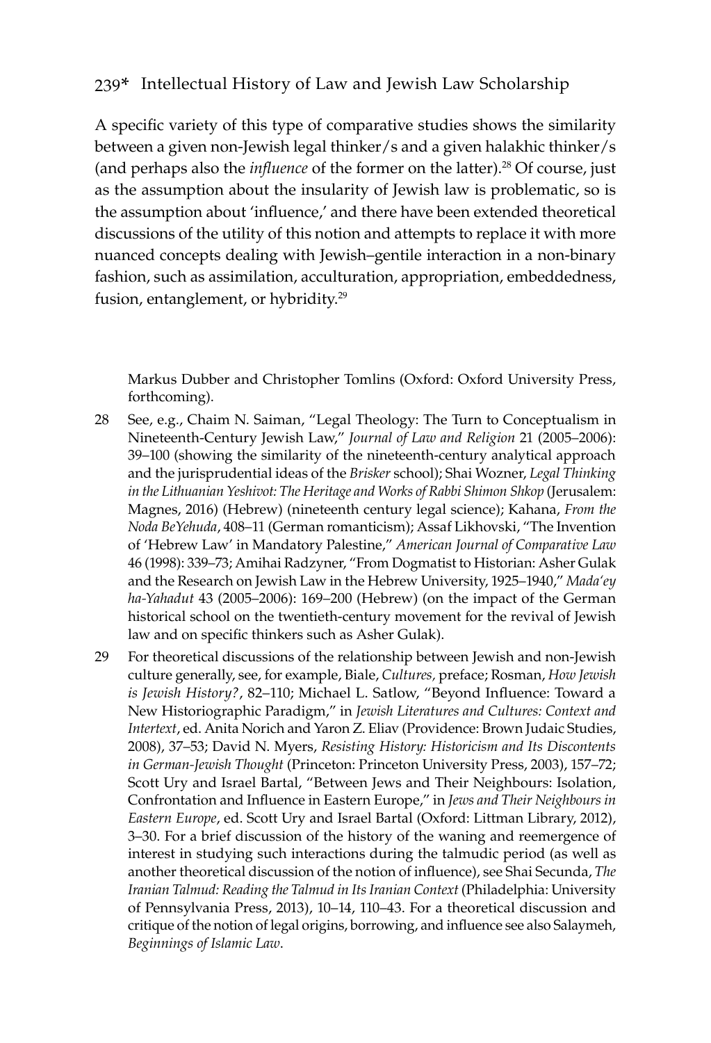A specific variety of this type of comparative studies shows the similarity between a given non-Jewish legal thinker/s and a given halakhic thinker/s (and perhaps also the *influence* of the former on the latter).[28] Of course, just as the assumption about the insularity of Jewish law is problematic, so is the assumption about 'influence,' and there have been extended theoretical discussions of the utility of this notion and attempts to replace it with more nuanced concepts dealing with Jewish–gentile interaction in a non-binary fashion, such as assimilation, acculturation, appropriation, embeddedness, fusion, entanglement, or hybridity.[29]

Markus Dubber and Christopher Tomlins (Oxford: Oxford University Press, forthcoming).

28 See, e.g., Chaim N. Saiman, "Legal Theology: The Turn to Conceptualism in Nineteenth-Century Jewish Law," *Journal of Law and Religion* 21 (2005–2006): 39–100 (showing the similarity of the nineteenth-century analytical approach and the jurisprudential ideas of the *Brisker* school); Shai Wozner, *Legal Thinking in the Lithuanian Yeshivot: The Heritage and Works of Rabbi Shimon Shkop* (Jerusalem: Magnes, 2016) (Hebrew) (nineteenth century legal science); Kahana, *From the Noda BeYehuda*, 408–11 (German romanticism); Assaf Likhovski, "The Invention of 'Hebrew Law' in Mandatory Palestine," *American Journal of Comparative Law* 46 (1998): 339–73; Amihai Radzyner, "From Dogmatist to Historian: Asher Gulak and the Research on Jewish Law in the Hebrew University, 1925–1940," *Mada'ey ha-Yahadut* 43 (2005–2006): 169–200 (Hebrew) (on the impact of the German historical school on the twentieth-century movement for the revival of Jewish law and on specific thinkers such as Asher Gulak).

29 For theoretical discussions of the relationship between Jewish and non-Jewish culture generally, see, for example, Biale, *Cultures,* preface; Rosman, *How Jewish is Jewish History?*, 82–110; Michael L. Satlow, "Beyond Influence: Toward a New Historiographic Paradigm," in *Jewish Literatures and Cultures: Context and Intertext*, ed. Anita Norich and Yaron Z. Eliav (Providence: Brown Judaic Studies, 2008), 37–53; David N. Myers, *Resisting History: Historicism and Its Discontents in German-Jewish Thought* (Princeton: Princeton University Press, 2003), 157–72; Scott Ury and Israel Bartal, "Between Jews and Their Neighbours: Isolation, Confrontation and Influence in Eastern Europe," in *Jews and Their Neighbours in Eastern Europe*, ed. Scott Ury and Israel Bartal (Oxford: Littman Library, 2012), 3–30. For a brief discussion of the history of the waning and reemergence of interest in studying such interactions during the talmudic period (as well as another theoretical discussion of the notion of influence), see Shai Secunda, *The Iranian Talmud: Reading the Talmud in Its Iranian Context* (Philadelphia: University of Pennsylvania Press, 2013), 10–14, 110–43. For a theoretical discussion and critique of the notion of legal origins, borrowing, and influence see also Salaymeh, *Beginnings of Islamic Law*.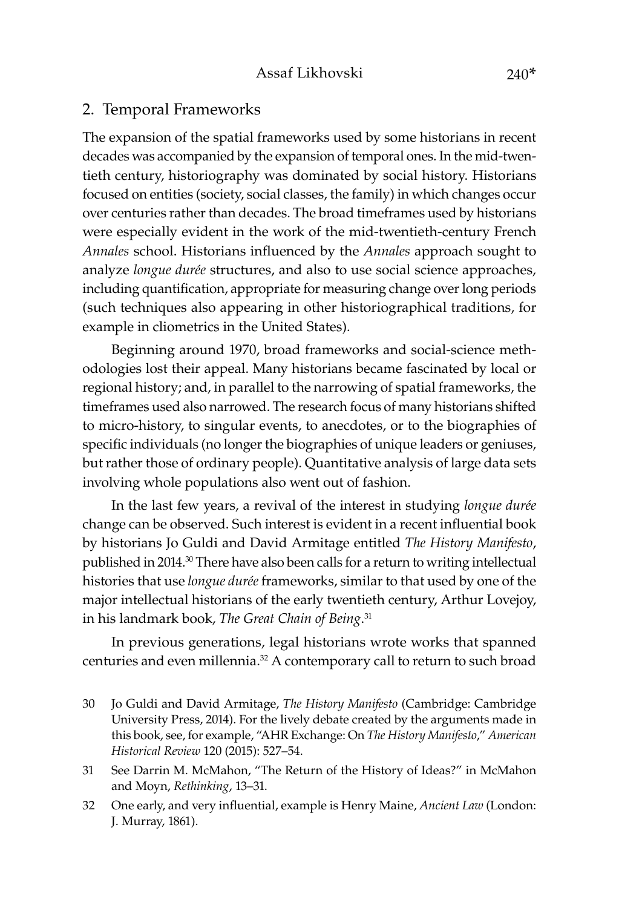## 2. Temporal Frameworks

The expansion of the spatial frameworks used by some historians in recent decades was accompanied by the expansion of temporal ones. In the mid-twentieth century, historiography was dominated by social history. Historians focused on entities (society, social classes, the family) in which changes occur over centuries rather than decades. The broad timeframes used by historians were especially evident in the work of the mid-twentieth-century French *Annales* school. Historians influenced by the *Annales* approach sought to analyze *longue durée* structures, and also to use social science approaches, including quantification, appropriate for measuring change over long periods (such techniques also appearing in other historiographical traditions, for example in cliometrics in the United States).

Beginning around 1970, broad frameworks and social-science methodologies lost their appeal. Many historians became fascinated by local or regional history; and, in parallel to the narrowing of spatial frameworks, the timeframes used also narrowed. The research focus of many historians shifted to micro-history, to singular events, to anecdotes, or to the biographies of specific individuals (no longer the biographies of unique leaders or geniuses, but rather those of ordinary people). Quantitative analysis of large data sets involving whole populations also went out of fashion.

In the last few years, a revival of the interest in studying *longue durée* change can be observed. Such interest is evident in a recent influential book by historians Jo Guldi and David Armitage entitled *The History Manifesto*, published in 2014.[30] There have also been calls for a return to writing intellectual histories that use *longue durée* frameworks, similar to that used by one of the major intellectual historians of the early twentieth century, Arthur Lovejoy, in his landmark book, *The Great Chain of Being*.[31]

In previous generations, legal historians wrote works that spanned centuries and even millennia.[32] A contemporary call to return to such broad

30 Jo Guldi and David Armitage, *The History Manifesto* (Cambridge: Cambridge University Press, 2014). For the lively debate created by the arguments made in this book, see, for example, "AHR Exchange: On *The History Manifesto*," *American Historical Review* 120 (2015): 527–54.

31 See Darrin M. McMahon, "The Return of the History of Ideas?" in McMahon and Moyn, *Rethinking*, 13–31.

32 One early, and very influential, example is Henry Maine, *Ancient Law* (London: J. Murray, 1861).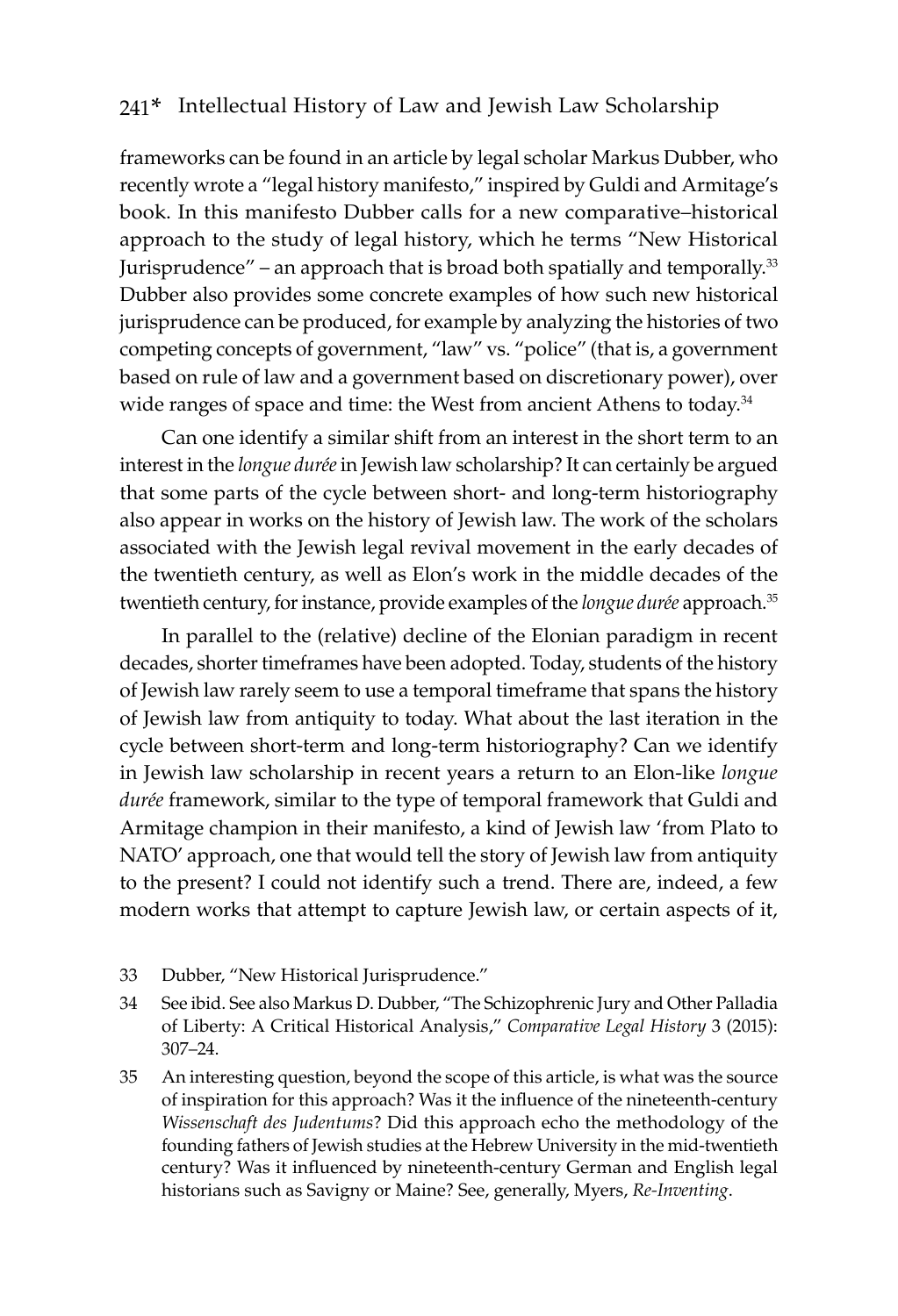frameworks can be found in an article by legal scholar Markus Dubber, who recently wrote a "legal history manifesto," inspired by Guldi and Armitage's book. In this manifesto Dubber calls for a new comparative–historical approach to the study of legal history, which he terms "New Historical Jurisprudence" – an approach that is broad both spatially and temporally.[33] Dubber also provides some concrete examples of how such new historical jurisprudence can be produced, for example by analyzing the histories of two competing concepts of government, "law" vs. "police" (that is, a government based on rule of law and a government based on discretionary power), over wide ranges of space and time: the West from ancient Athens to today.[34]

Can one identify a similar shift from an interest in the short term to an interest in the *longue durée* in Jewish law scholarship? It can certainly be argued that some parts of the cycle between short- and long-term historiography also appear in works on the history of Jewish law. The work of the scholars associated with the Jewish legal revival movement in the early decades of the twentieth century, as well as Elon's work in the middle decades of the twentieth century, for instance, provide examples of the *longue durée* approach.[35]

In parallel to the (relative) decline of the Elonian paradigm in recent decades, shorter timeframes have been adopted. Today, students of the history of Jewish law rarely seem to use a temporal timeframe that spans the history of Jewish law from antiquity to today. What about the last iteration in the cycle between short-term and long-term historiography? Can we identify in Jewish law scholarship in recent years a return to an Elon-like *longue durée* framework, similar to the type of temporal framework that Guldi and Armitage champion in their manifesto, a kind of Jewish law 'from Plato to NATO' approach, one that would tell the story of Jewish law from antiquity to the present? I could not identify such a trend. There are, indeed, a few modern works that attempt to capture Jewish law, or certain aspects of it,

33 Dubber, "New Historical Jurisprudence."

34 See ibid. See also Markus D. Dubber, "The Schizophrenic Jury and Other Palladia of Liberty: A Critical Historical Analysis," *Comparative Legal History* 3 (2015): 307–24.

35 An interesting question, beyond the scope of this article, is what was the source of inspiration for this approach? Was it the influence of the nineteenth-century *Wissenschaft des Judentums*? Did this approach echo the methodology of the founding fathers of Jewish studies at the Hebrew University in the mid-twentieth century? Was it influenced by nineteenth-century German and English legal historians such as Savigny or Maine? See, generally, Myers, *Re-Inventing*.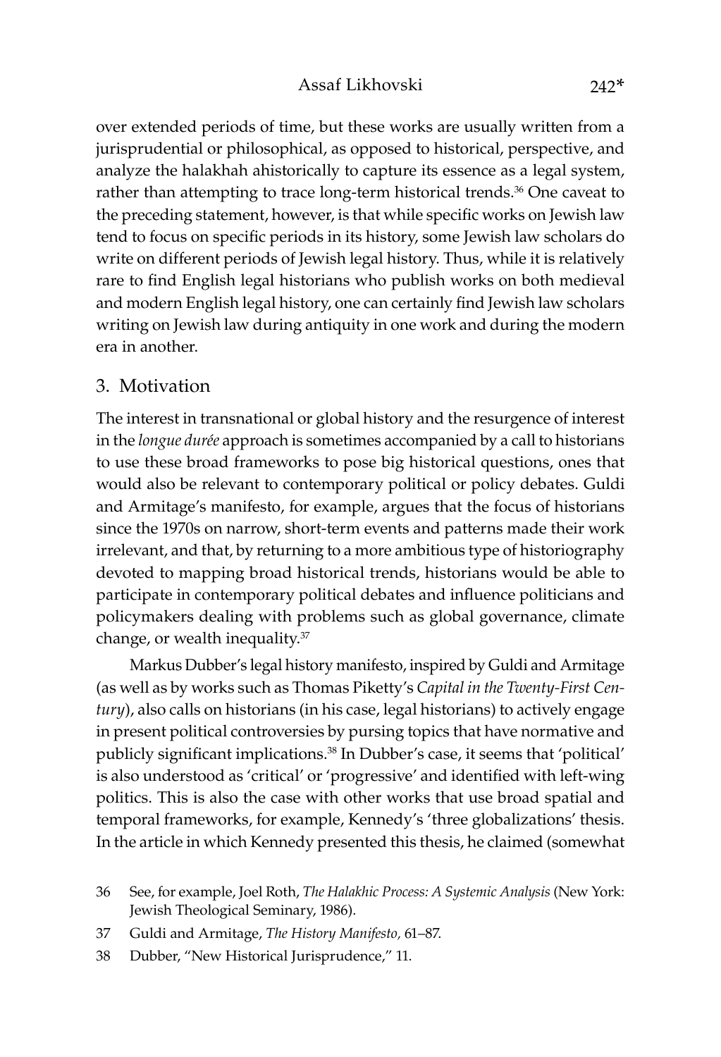over extended periods of time, but these works are usually written from a jurisprudential or philosophical, as opposed to historical, perspective, and analyze the halakhah ahistorically to capture its essence as a legal system, rather than attempting to trace long-term historical trends.[36] One caveat to the preceding statement, however, is that while specific works on Jewish law tend to focus on specific periods in its history, some Jewish law scholars do write on different periods of Jewish legal history. Thus, while it is relatively rare to find English legal historians who publish works on both medieval and modern English legal history, one can certainly find Jewish law scholars writing on Jewish law during antiquity in one work and during the modern era in another.

## 3. Motivation

The interest in transnational or global history and the resurgence of interest in the *longue durée* approach is sometimes accompanied by a call to historians to use these broad frameworks to pose big historical questions, ones that would also be relevant to contemporary political or policy debates. Guldi and Armitage's manifesto, for example, argues that the focus of historians since the 1970s on narrow, short-term events and patterns made their work irrelevant, and that, by returning to a more ambitious type of historiography devoted to mapping broad historical trends, historians would be able to participate in contemporary political debates and influence politicians and policymakers dealing with problems such as global governance, climate change, or wealth inequality.[37]

Markus Dubber's legal history manifesto, inspired by Guldi and Armitage (as well as by works such as Thomas Piketty's *Capital in the Twenty-First Century*), also calls on historians (in his case, legal historians) to actively engage in present political controversies by pursing topics that have normative and publicly significant implications.[38] In Dubber's case, it seems that 'political' is also understood as 'critical' or 'progressive' and identified with left-wing politics. This is also the case with other works that use broad spatial and temporal frameworks, for example, Kennedy's 'three globalizations' thesis. In the article in which Kennedy presented this thesis, he claimed (somewhat

36 See, for example, Joel Roth, *The Halakhic Process: A Systemic Analysis* (New York: Jewish Theological Seminary, 1986).

37 Guldi and Armitage, *The History Manifesto,* 61–87.

38 Dubber, "New Historical Jurisprudence," 11.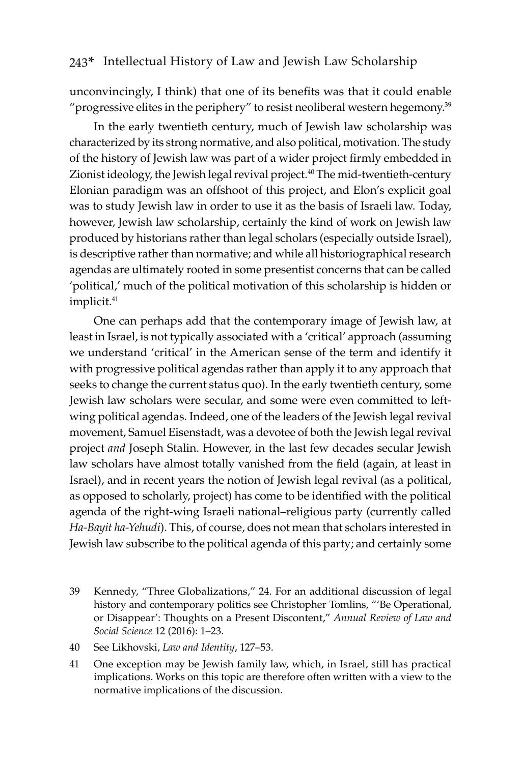unconvincingly, I think) that one of its benefits was that it could enable "progressive elites in the periphery" to resist neoliberal western hegemony.[39]

In the early twentieth century, much of Jewish law scholarship was characterized by its strong normative, and also political, motivation. The study of the history of Jewish law was part of a wider project firmly embedded in Zionist ideology, the Jewish legal revival project.[40] The mid-twentieth-century Elonian paradigm was an offshoot of this project, and Elon's explicit goal was to study Jewish law in order to use it as the basis of Israeli law. Today, however, Jewish law scholarship, certainly the kind of work on Jewish law produced by historians rather than legal scholars (especially outside Israel), is descriptive rather than normative; and while all historiographical research agendas are ultimately rooted in some presentist concerns that can be called 'political,' much of the political motivation of this scholarship is hidden or implicit.[41]

One can perhaps add that the contemporary image of Jewish law, at least in Israel, is not typically associated with a 'critical' approach (assuming we understand 'critical' in the American sense of the term and identify it with progressive political agendas rather than apply it to any approach that seeks to change the current status quo). In the early twentieth century, some Jewish law scholars were secular, and some were even committed to left-wing political agendas. Indeed, one of the leaders of the Jewish legal revival movement, Samuel Eisenstadt, was a devotee of both the Jewish legal revival project *and* Joseph Stalin. However, in the last few decades secular Jewish law scholars have almost totally vanished from the field (again, at least in Israel), and in recent years the notion of Jewish legal revival (as a political, as opposed to scholarly, project) has come to be identified with the political agenda of the right-wing Israeli national–religious party (currently called *Ha-Bayit ha-Yehudi*). This, of course, does not mean that scholars interested in Jewish law subscribe to the political agenda of this party; and certainly some

39 Kennedy, "Three Globalizations," 24. For an additional discussion of legal history and contemporary politics see Christopher Tomlins, "'Be Operational, or Disappear': Thoughts on a Present Discontent," *Annual Review of Law and Social Science* 12 (2016): 1–23.

40 See Likhovski, *Law and Identity*, 127–53.

41 One exception may be Jewish family law, which, in Israel, still has practical implications. Works on this topic are therefore often written with a view to the normative implications of the discussion.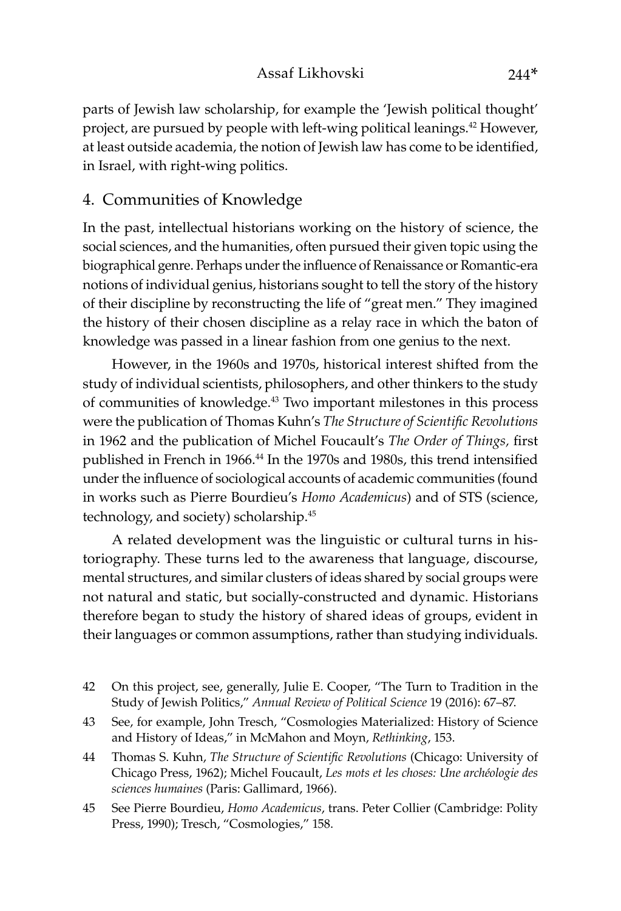parts of Jewish law scholarship, for example the 'Jewish political thought' project, are pursued by people with left-wing political leanings.[42] However, at least outside academia, the notion of Jewish law has come to be identified, in Israel, with right-wing politics.

## 4. Communities of Knowledge

In the past, intellectual historians working on the history of science, the social sciences, and the humanities, often pursued their given topic using the biographical genre. Perhaps under the influence of Renaissance or Romantic-era notions of individual genius, historians sought to tell the story of the history of their discipline by reconstructing the life of "great men." They imagined the history of their chosen discipline as a relay race in which the baton of knowledge was passed in a linear fashion from one genius to the next.

However, in the 1960s and 1970s, historical interest shifted from the study of individual scientists, philosophers, and other thinkers to the study of communities of knowledge.[43] Two important milestones in this process were the publication of Thomas Kuhn's *The Structure of Scientific Revolutions* in 1962 and the publication of Michel Foucault's *The Order of Things,* first published in French in 1966.[44] In the 1970s and 1980s, this trend intensified under the influence of sociological accounts of academic communities (found in works such as Pierre Bourdieu's *Homo Academicus*) and of STS (science, technology, and society) scholarship.[45]

A related development was the linguistic or cultural turns in historiography. These turns led to the awareness that language, discourse, mental structures, and similar clusters of ideas shared by social groups were not natural and static, but socially-constructed and dynamic. Historians therefore began to study the history of shared ideas of groups, evident in their languages or common assumptions, rather than studying individuals.

42 On this project, see, generally, Julie E. Cooper, "The Turn to Tradition in the Study of Jewish Politics," *Annual Review of Political Science* 19 (2016): 67–87.

43 See, for example, John Tresch, "Cosmologies Materialized: History of Science and History of Ideas," in McMahon and Moyn, *Rethinking*, 153.

44 Thomas S. Kuhn, *The Structure of Scientific Revolutions* (Chicago: University of Chicago Press, 1962); Michel Foucault, *Les mots et les choses: Une archéologie des sciences humaines* (Paris: Gallimard, 1966).

45 See Pierre Bourdieu, *Homo Academicus*, trans. Peter Collier (Cambridge: Polity Press, 1990); Tresch, "Cosmologies," 158.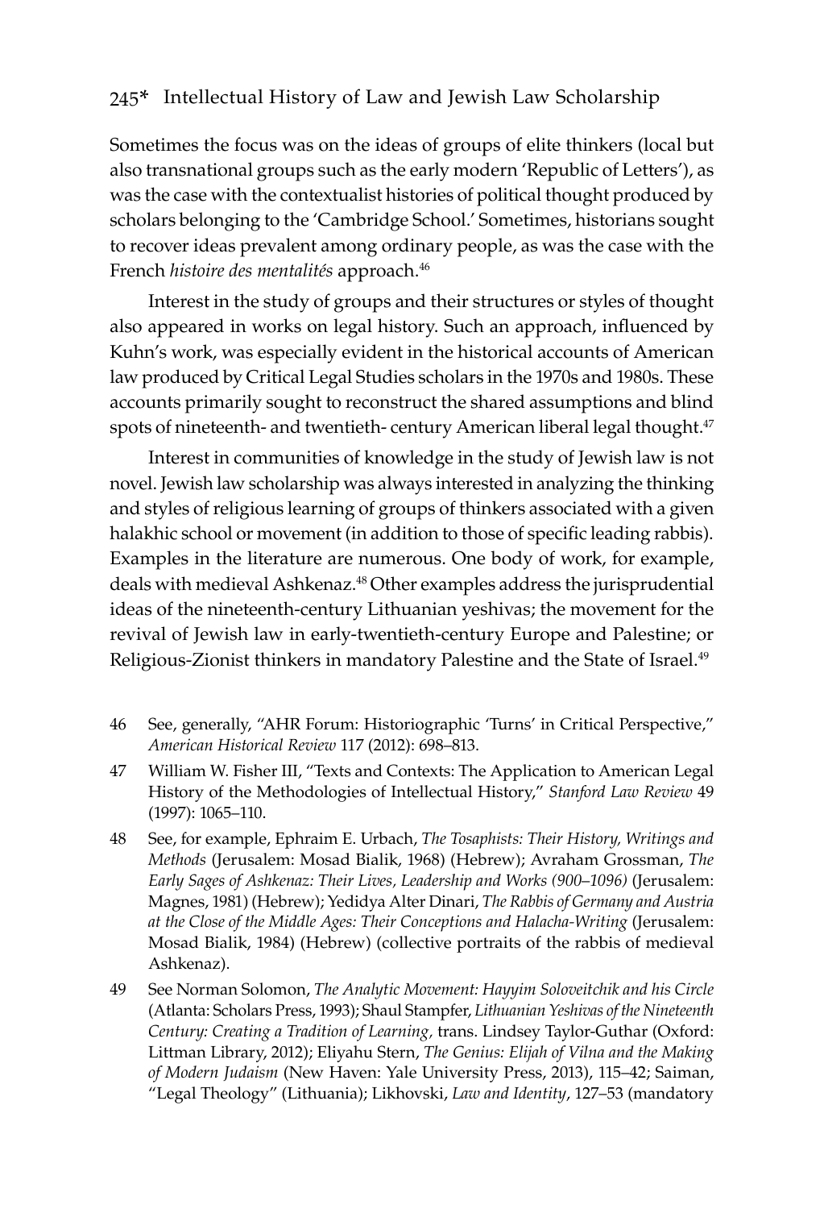Sometimes the focus was on the ideas of groups of elite thinkers (local but also transnational groups such as the early modern 'Republic of Letters'), as was the case with the contextualist histories of political thought produced by scholars belonging to the 'Cambridge School.' Sometimes, historians sought to recover ideas prevalent among ordinary people, as was the case with the French *histoire des mentalités* approach.[46]

Interest in the study of groups and their structures or styles of thought also appeared in works on legal history. Such an approach, influenced by Kuhn's work, was especially evident in the historical accounts of American law produced by Critical Legal Studies scholars in the 1970s and 1980s. These accounts primarily sought to reconstruct the shared assumptions and blind spots of nineteenth- and twentieth- century American liberal legal thought.[47]

Interest in communities of knowledge in the study of Jewish law is not novel. Jewish law scholarship was always interested in analyzing the thinking and styles of religious learning of groups of thinkers associated with a given halakhic school or movement (in addition to those of specific leading rabbis). Examples in the literature are numerous. One body of work, for example, deals with medieval Ashkenaz.[48] Other examples address the jurisprudential ideas of the nineteenth-century Lithuanian yeshivas; the movement for the revival of Jewish law in early-twentieth-century Europe and Palestine; or Religious-Zionist thinkers in mandatory Palestine and the State of Israel.[49]

46 See, generally, "AHR Forum: Historiographic 'Turns' in Critical Perspective," *American Historical Review* 117 (2012): 698–813.

47 William W. Fisher III, "Texts and Contexts: The Application to American Legal History of the Methodologies of Intellectual History," *Stanford Law Review* 49 (1997): 1065–110.

48 See, for example, Ephraim E. Urbach, *The Tosaphists: Their History, Writings and Methods* (Jerusalem: Mosad Bialik, 1968) (Hebrew); Avraham Grossman, *The Early Sages of Ashkenaz: Their Lives, Leadership and Works (900–1096)* (Jerusalem: Magnes, 1981) (Hebrew); Yedidya Alter Dinari, *The Rabbis of Germany and Austria at the Close of the Middle Ages: Their Conceptions and Halacha-Writing* (Jerusalem: Mosad Bialik, 1984) (Hebrew) (collective portraits of the rabbis of medieval Ashkenaz).

49 See Norman Solomon, *The Analytic Movement: Hayyim Soloveitchik and his Circle* (Atlanta: Scholars Press, 1993); Shaul Stampfer, *Lithuanian Yeshivas of the Nineteenth Century: Creating a Tradition of Learning*, trans. Lindsey Taylor-Guthar (Oxford: Littman Library, 2012); Eliyahu Stern, *The Genius: Elijah of Vilna and the Making of Modern Judaism* (New Haven: Yale University Press, 2013), 115–42; Saiman, "Legal Theology" (Lithuania); Likhovski, *Law and Identity*, 127–53 (mandatory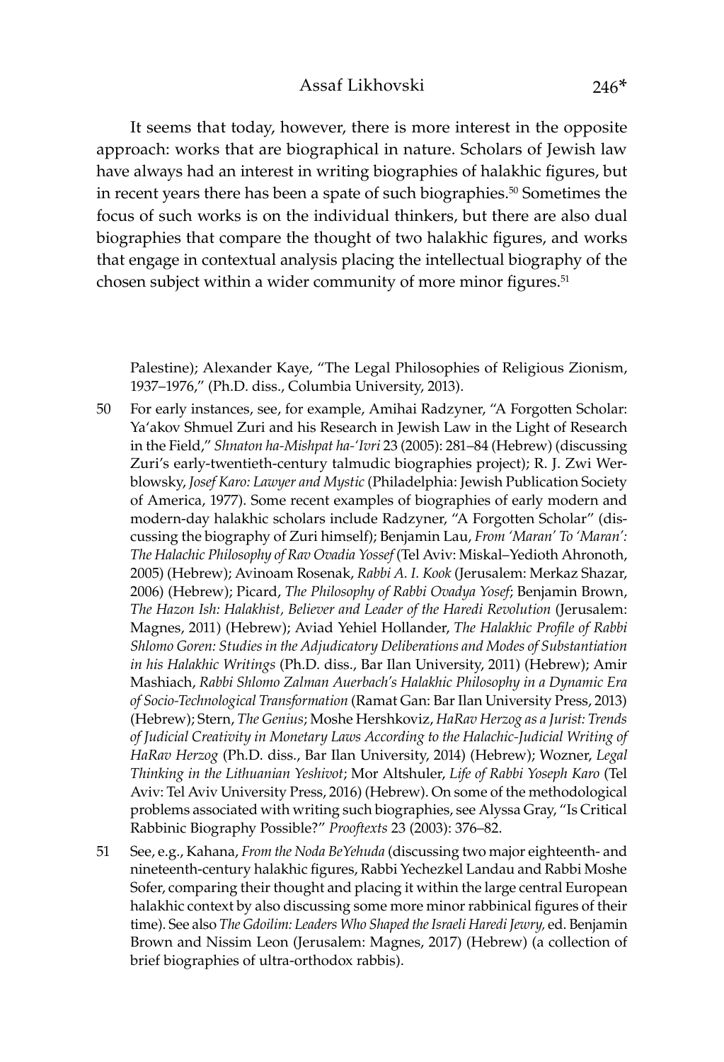It seems that today, however, there is more interest in the opposite approach: works that are biographical in nature. Scholars of Jewish law have always had an interest in writing biographies of halakhic figures, but in recent years there has been a spate of such biographies.[50] Sometimes the focus of such works is on the individual thinkers, but there are also dual biographies that compare the thought of two halakhic figures, and works that engage in contextual analysis placing the intellectual biography of the chosen subject within a wider community of more minor figures.[51]

Palestine); Alexander Kaye, "The Legal Philosophies of Religious Zionism, 1937–1976," (Ph.D. diss., Columbia University, 2013).

50 For early instances, see, for example, Amihai Radzyner, "A Forgotten Scholar: Ya'akov Shmuel Zuri and his Research in Jewish Law in the Light of Research in the Field," *Shnaton ha-Mishpat ha-'Ivri* 23 (2005): 281–84 (Hebrew) (discussing Zuri's early-twentieth-century talmudic biographies project); R. J. Zwi Werblowsky, *Josef Karo: Lawyer and Mystic* (Philadelphia: Jewish Publication Society of America, 1977). Some recent examples of biographies of early modern and modern-day halakhic scholars include Radzyner, "A Forgotten Scholar" (discussing the biography of Zuri himself); Benjamin Lau, *From 'Maran' To 'Maran': The Halachic Philosophy of Rav Ovadia Yossef* (Tel Aviv: Miskal–Yedioth Ahronoth, 2005) (Hebrew); Avinoam Rosenak, *Rabbi A. I. Kook* (Jerusalem: Merkaz Shazar, 2006) (Hebrew); Picard, *The Philosophy of Rabbi Ovadya Yosef*; Benjamin Brown, *The Hazon Ish: Halakhist, Believer and Leader of the Haredi Revolution* (Jerusalem: Magnes, 2011) (Hebrew); Aviad Yehiel Hollander, *The Halakhic Profile of Rabbi Shlomo Goren: Studies in the Adjudicatory Deliberations and Modes of Substantiation in his Halakhic Writings* (Ph.D. diss., Bar Ilan University, 2011) (Hebrew); Amir Mashiach, *Rabbi Shlomo Zalman Auerbach's Halakhic Philosophy in a Dynamic Era of Socio-Technological Transformation* (Ramat Gan: Bar Ilan University Press, 2013) (Hebrew); Stern, *The Genius*; Moshe Hershkoviz, *HaRav Herzog as a Jurist: Trends of Judicial Creativity in Monetary Laws According to the Halachic-Judicial Writing of HaRav Herzog* (Ph.D. diss., Bar Ilan University, 2014) (Hebrew); Wozner, *Legal Thinking in the Lithuanian Yeshivot*; Mor Altshuler, *Life of Rabbi Yoseph Karo* (Tel Aviv: Tel Aviv University Press, 2016) (Hebrew). On some of the methodological problems associated with writing such biographies, see Alyssa Gray, "Is Critical Rabbinic Biography Possible?" *Prooftexts* 23 (2003): 376–82.

51 See, e.g., Kahana, *From the Noda BeYehuda* (discussing two major eighteenth- and nineteenth-century halakhic figures, Rabbi Yechezkel Landau and Rabbi Moshe Sofer, comparing their thought and placing it within the large central European halakhic context by also discussing some more minor rabbinical figures of their time). See also *The Gdoilim: Leaders Who Shaped the Israeli Haredi Jewry,* ed. Benjamin Brown and Nissim Leon (Jerusalem: Magnes, 2017) (Hebrew) (a collection of brief biographies of ultra-orthodox rabbis).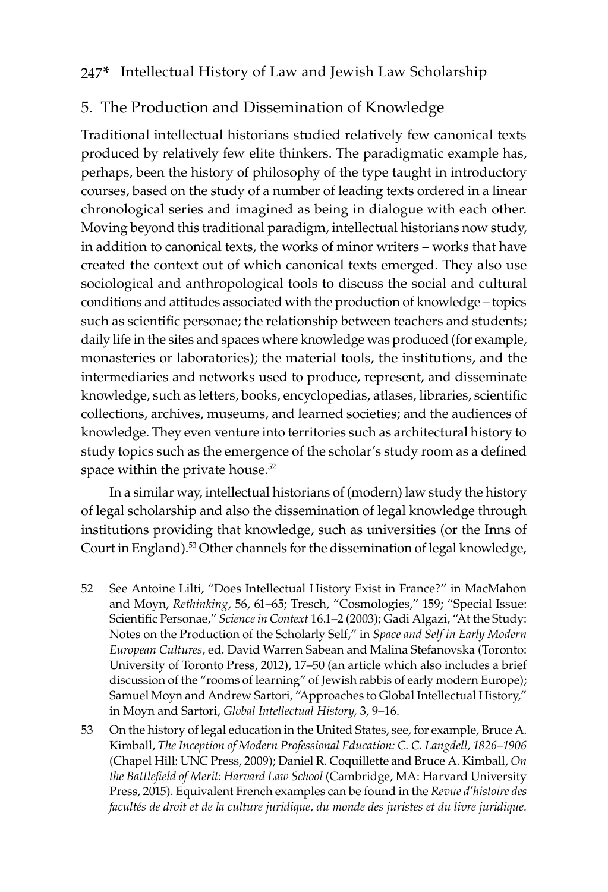## 5. The Production and Dissemination of Knowledge

Traditional intellectual historians studied relatively few canonical texts produced by relatively few elite thinkers. The paradigmatic example has, perhaps, been the history of philosophy of the type taught in introductory courses, based on the study of a number of leading texts ordered in a linear chronological series and imagined as being in dialogue with each other. Moving beyond this traditional paradigm, intellectual historians now study, in addition to canonical texts, the works of minor writers – works that have created the context out of which canonical texts emerged. They also use sociological and anthropological tools to discuss the social and cultural conditions and attitudes associated with the production of knowledge – topics such as scientific personae; the relationship between teachers and students; daily life in the sites and spaces where knowledge was produced (for example, monasteries or laboratories); the material tools, the institutions, and the intermediaries and networks used to produce, represent, and disseminate knowledge, such as letters, books, encyclopedias, atlases, libraries, scientific collections, archives, museums, and learned societies; and the audiences of knowledge. They even venture into territories such as architectural history to study topics such as the emergence of the scholar's study room as a defined space within the private house.[52]

In a similar way, intellectual historians of (modern) law study the history of legal scholarship and also the dissemination of legal knowledge through institutions providing that knowledge, such as universities (or the Inns of Court in England).[53] Other channels for the dissemination of legal knowledge,

52 See Antoine Lilti, "Does Intellectual History Exist in France?" in MacMahon and Moyn, *Rethinking*, 56, 61–65; Tresch, "Cosmologies," 159; "Special Issue: Scientific Personae," *Science in Context* 16.1–2 (2003); Gadi Algazi, "At the Study: Notes on the Production of the Scholarly Self," in *Space and Self in Early Modern European Cultures*, ed. David Warren Sabean and Malina Stefanovska (Toronto: University of Toronto Press, 2012), 17–50 (an article which also includes a brief discussion of the "rooms of learning" of Jewish rabbis of early modern Europe); Samuel Moyn and Andrew Sartori, "Approaches to Global Intellectual History," in Moyn and Sartori, *Global Intellectual History,* 3, 9–16.

53 On the history of legal education in the United States, see, for example, Bruce A. Kimball, *The Inception of Modern Professional Education: C. C. Langdell, 1826–1906* (Chapel Hill: UNC Press, 2009); Daniel R. Coquillette and Bruce A. Kimball, *On the Battlefield of Merit: Harvard Law School* (Cambridge, MA: Harvard University Press, 2015). Equivalent French examples can be found in the *Revue d'histoire des facultés de droit et de la culture juridique, du monde des juristes et du livre juridique.*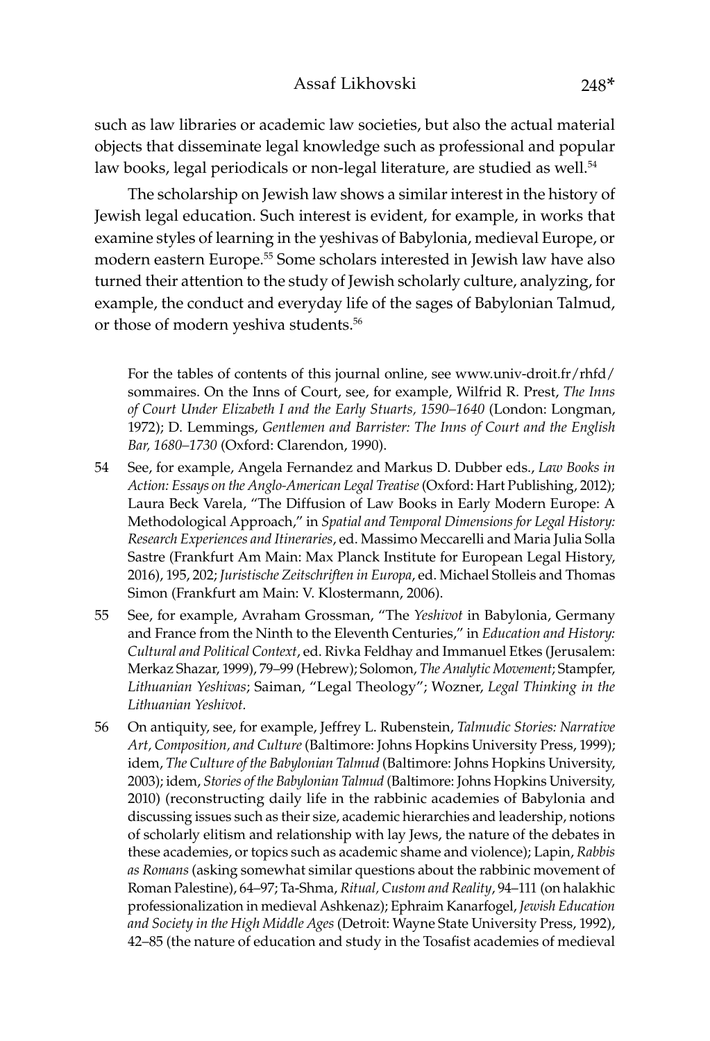such as law libraries or academic law societies, but also the actual material objects that disseminate legal knowledge such as professional and popular law books, legal periodicals or non-legal literature, are studied as well.[54]

The scholarship on Jewish law shows a similar interest in the history of Jewish legal education. Such interest is evident, for example, in works that examine styles of learning in the yeshivas of Babylonia, medieval Europe, or modern eastern Europe.[55] Some scholars interested in Jewish law have also turned their attention to the study of Jewish scholarly culture, analyzing, for example, the conduct and everyday life of the sages of Babylonian Talmud, or those of modern yeshiva students.[56]

For the tables of contents of this journal online, see www.univ-droit.fr/rhfd/sommaires. On the Inns of Court, see, for example, Wilfrid R. Prest, *The Inns of Court Under Elizabeth I and the Early Stuarts, 1590–1640* (London: Longman, 1972); D. Lemmings, *Gentlemen and Barrister: The Inns of Court and the English Bar, 1680–1730* (Oxford: Clarendon, 1990).

54 See, for example, Angela Fernandez and Markus D. Dubber eds., *Law Books in Action: Essays on the Anglo-American Legal Treatise* (Oxford: Hart Publishing, 2012); Laura Beck Varela, "The Diffusion of Law Books in Early Modern Europe: A Methodological Approach," in *Spatial and Temporal Dimensions for Legal History: Research Experiences and Itineraries*, ed. Massimo Meccarelli and Maria Julia Solla Sastre (Frankfurt Am Main: Max Planck Institute for European Legal History, 2016), 195, 202; *Juristische Zeitschriften in Europa*, ed. Michael Stolleis and Thomas Simon (Frankfurt am Main: V. Klostermann, 2006).

55 See, for example, Avraham Grossman, "The *Yeshivot* in Babylonia, Germany and France from the Ninth to the Eleventh Centuries," in *Education and History: Cultural and Political Context*, ed. Rivka Feldhay and Immanuel Etkes (Jerusalem: Merkaz Shazar, 1999), 79–99 (Hebrew); Solomon, *The Analytic Movement*; Stampfer, *Lithuanian Yeshivas*; Saiman, "Legal Theology"; Wozner, *Legal Thinking in the Lithuanian Yeshivot.*

56 On antiquity, see, for example, Jeffrey L. Rubenstein, *Talmudic Stories: Narrative Art, Composition, and Culture* (Baltimore: Johns Hopkins University Press, 1999); idem, *The Culture of the Babylonian Talmud* (Baltimore: Johns Hopkins University, 2003); idem, *Stories of the Babylonian Talmud* (Baltimore: Johns Hopkins University, 2010) (reconstructing daily life in the rabbinic academies of Babylonia and discussing issues such as their size, academic hierarchies and leadership, notions of scholarly elitism and relationship with lay Jews, the nature of the debates in these academies, or topics such as academic shame and violence); Lapin, *Rabbis as Romans* (asking somewhat similar questions about the rabbinic movement of Roman Palestine), 64–97; Ta-Shma, *Ritual, Custom and Reality*, 94–111 (on halakhic professionalization in medieval Ashkenaz); Ephraim Kanarfogel, *Jewish Education and Society in the High Middle Ages* (Detroit: Wayne State University Press, 1992), 42–85 (the nature of education and study in the Tosafist academies of medieval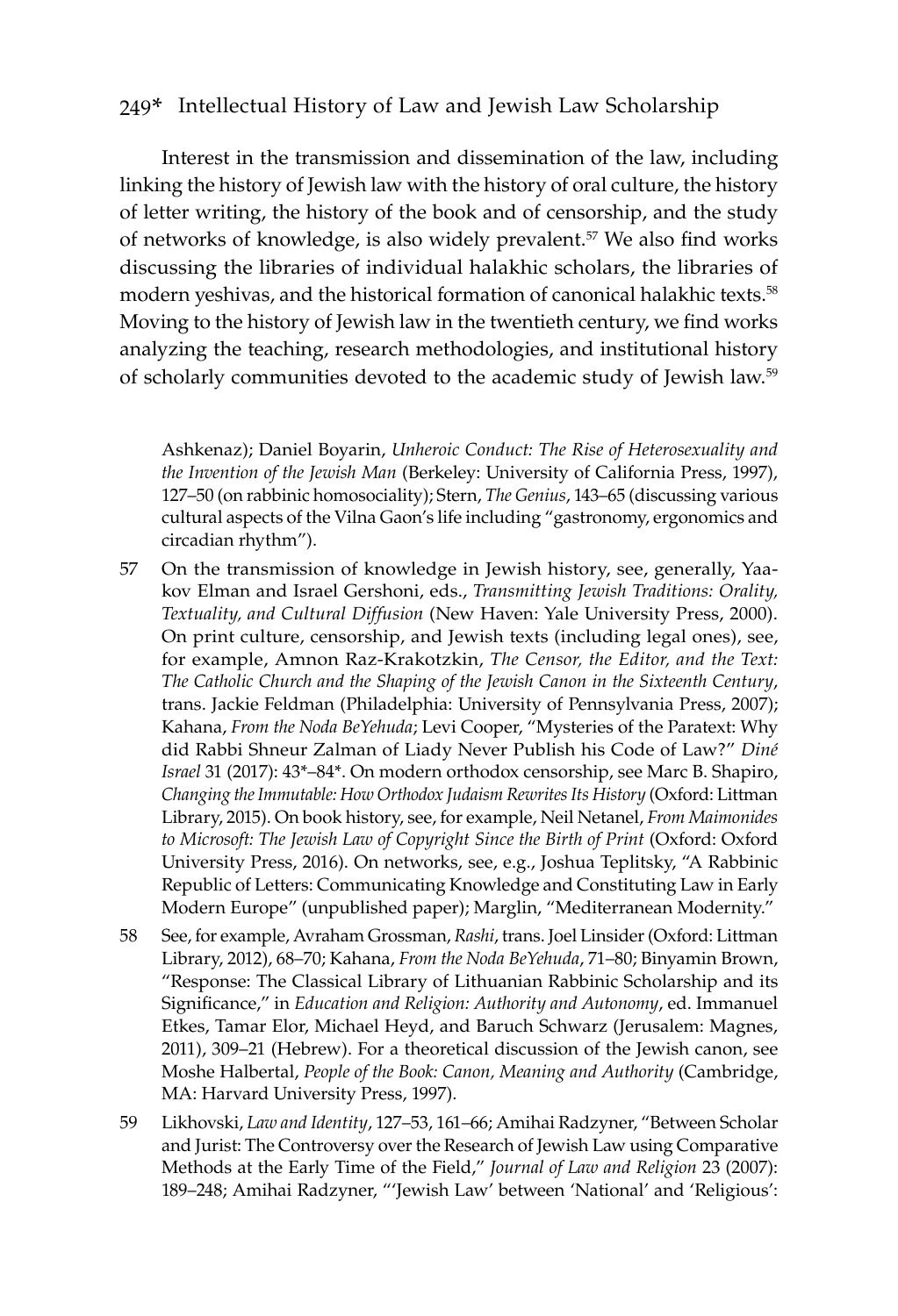Interest in the transmission and dissemination of the law, including linking the history of Jewish law with the history of oral culture, the history of letter writing, the history of the book and of censorship, and the study of networks of knowledge, is also widely prevalent.[57] We also find works discussing the libraries of individual halakhic scholars, the libraries of modern yeshivas, and the historical formation of canonical halakhic texts.[58] Moving to the history of Jewish law in the twentieth century, we find works analyzing the teaching, research methodologies, and institutional history of scholarly communities devoted to the academic study of Jewish law.[59]

Ashkenaz); Daniel Boyarin, *Unheroic Conduct: The Rise of Heterosexuality and the Invention of the Jewish Man* (Berkeley: University of California Press, 1997), 127–50 (on rabbinic homosociality); Stern, *The Genius*, 143–65 (discussing various cultural aspects of the Vilna Gaon's life including "gastronomy, ergonomics and circadian rhythm").

57 On the transmission of knowledge in Jewish history, see, generally, Yaakov Elman and Israel Gershoni, eds., *Transmitting Jewish Traditions: Orality, Textuality, and Cultural Diffusion* (New Haven: Yale University Press, 2000). On print culture, censorship, and Jewish texts (including legal ones), see, for example, Amnon Raz-Krakotzkin, *The Censor, the Editor, and the Text: The Catholic Church and the Shaping of the Jewish Canon in the Sixteenth Century*, trans. Jackie Feldman (Philadelphia: University of Pennsylvania Press, 2007); Kahana, *From the Noda BeYehuda*; Levi Cooper, "Mysteries of the Paratext: Why did Rabbi Shneur Zalman of Liady Never Publish his Code of Law?" *Diné Israel* 31 (2017): 43*–84*. On modern orthodox censorship, see Marc B. Shapiro, *Changing the Immutable: How Orthodox Judaism Rewrites Its History* (Oxford: Littman Library, 2015). On book history, see, for example, Neil Netanel, *From Maimonides to Microsoft: The Jewish Law of Copyright Since the Birth of Print* (Oxford: Oxford University Press, 2016). On networks, see, e.g., Joshua Teplitsky, "A Rabbinic Republic of Letters: Communicating Knowledge and Constituting Law in Early Modern Europe" (unpublished paper); Marglin, "Mediterranean Modernity."

58 See, for example, Avraham Grossman, *Rashi*, trans. Joel Linsider (Oxford: Littman Library, 2012), 68–70; Kahana, *From the Noda BeYehuda*, 71–80; Binyamin Brown, "Response: The Classical Library of Lithuanian Rabbinic Scholarship and its Significance," in *Education and Religion: Authority and Autonomy*, ed. Immanuel Etkes, Tamar Elor, Michael Heyd, and Baruch Schwarz (Jerusalem: Magnes, 2011), 309–21 (Hebrew). For a theoretical discussion of the Jewish canon, see Moshe Halbertal, *People of the Book: Canon, Meaning and Authority* (Cambridge, MA: Harvard University Press, 1997).

59 Likhovski, *Law and Identity*, 127–53, 161–66; Amihai Radzyner, "Between Scholar and Jurist: The Controversy over the Research of Jewish Law using Comparative Methods at the Early Time of the Field," *Journal of Law and Religion* 23 (2007): 189–248; Amihai Radzyner, "'Jewish Law' between 'National' and 'Religious':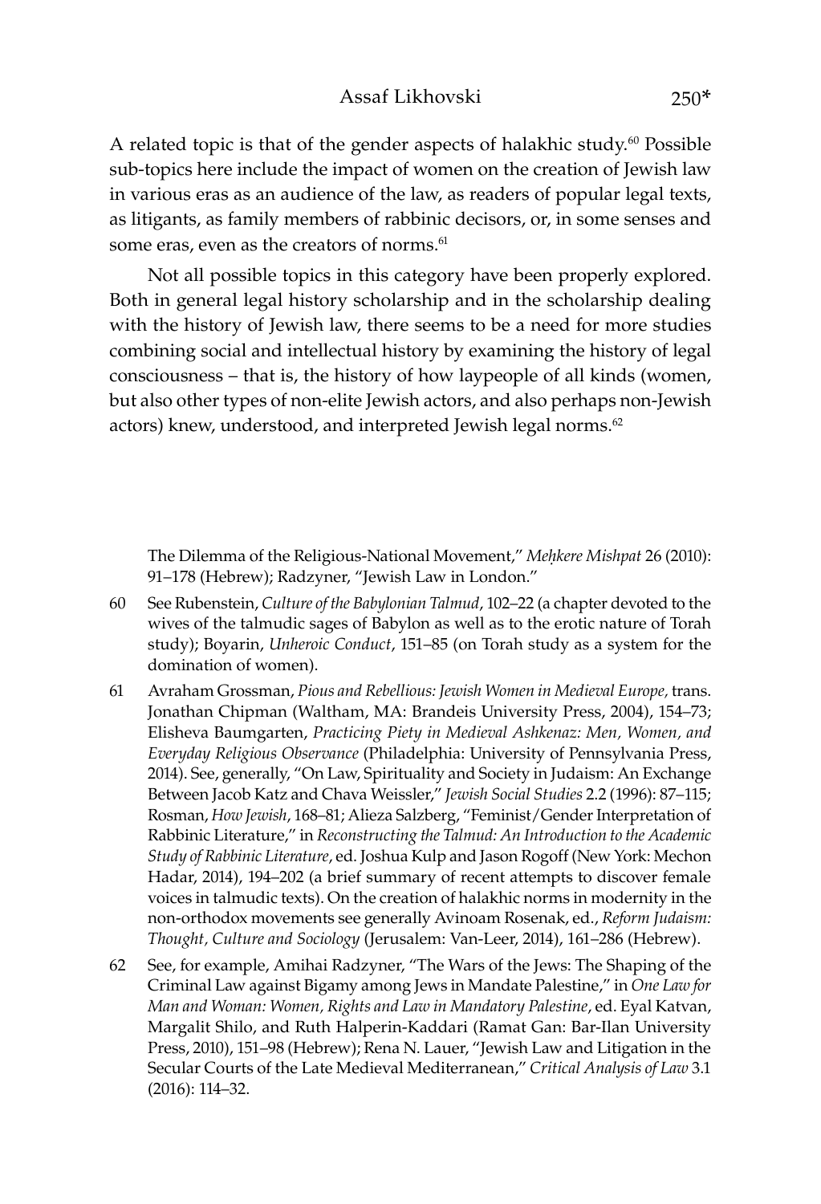A related topic is that of the gender aspects of halakhic study.[60] Possible sub-topics here include the impact of women on the creation of Jewish law in various eras as an audience of the law, as readers of popular legal texts, as litigants, as family members of rabbinic decisors, or, in some senses and some eras, even as the creators of norms.[61]

Not all possible topics in this category have been properly explored. Both in general legal history scholarship and in the scholarship dealing with the history of Jewish law, there seems to be a need for more studies combining social and intellectual history by examining the history of legal consciousness – that is, the history of how laypeople of all kinds (women, but also other types of non-elite Jewish actors, and also perhaps non-Jewish actors) knew, understood, and interpreted Jewish legal norms.[62]

The Dilemma of the Religious-National Movement," *Meḥkere Mishpat* 26 (2010): 91–178 (Hebrew); Radzyner, "Jewish Law in London."

60 See Rubenstein, *Culture of the Babylonian Talmud*, 102–22 (a chapter devoted to the wives of the talmudic sages of Babylon as well as to the erotic nature of Torah study); Boyarin, *Unheroic Conduct*, 151–85 (on Torah study as a system for the domination of women).

61 Avraham Grossman, *Pious and Rebellious: Jewish Women in Medieval Europe,* trans. Jonathan Chipman (Waltham, MA: Brandeis University Press, 2004), 154–73; Elisheva Baumgarten, *Practicing Piety in Medieval Ashkenaz: Men, Women, and Everyday Religious Observance* (Philadelphia: University of Pennsylvania Press, 2014). See, generally, "On Law, Spirituality and Society in Judaism: An Exchange Between Jacob Katz and Chava Weissler," *Jewish Social Studies* 2.2 (1996): 87–115; Rosman, *How Jewish*, 168–81; Alieza Salzberg, "Feminist/Gender Interpretation of Rabbinic Literature," in *Reconstructing the Talmud: An Introduction to the Academic Study of Rabbinic Literature*, ed. Joshua Kulp and Jason Rogoff (New York: Mechon Hadar, 2014), 194–202 (a brief summary of recent attempts to discover female voices in talmudic texts). On the creation of halakhic norms in modernity in the non-orthodox movements see generally Avinoam Rosenak, ed., *Reform Judaism: Thought, Culture and Sociology* (Jerusalem: Van-Leer, 2014), 161–286 (Hebrew).

62 See, for example, Amihai Radzyner, "The Wars of the Jews: The Shaping of the Criminal Law against Bigamy among Jews in Mandate Palestine," in *One Law for Man and Woman: Women, Rights and Law in Mandatory Palestine*, ed. Eyal Katvan, Margalit Shilo, and Ruth Halperin-Kaddari (Ramat Gan: Bar-Ilan University Press, 2010), 151–98 (Hebrew); Rena N. Lauer, "Jewish Law and Litigation in the Secular Courts of the Late Medieval Mediterranean," *Critical Analysis of Law* 3.1 (2016): 114–32.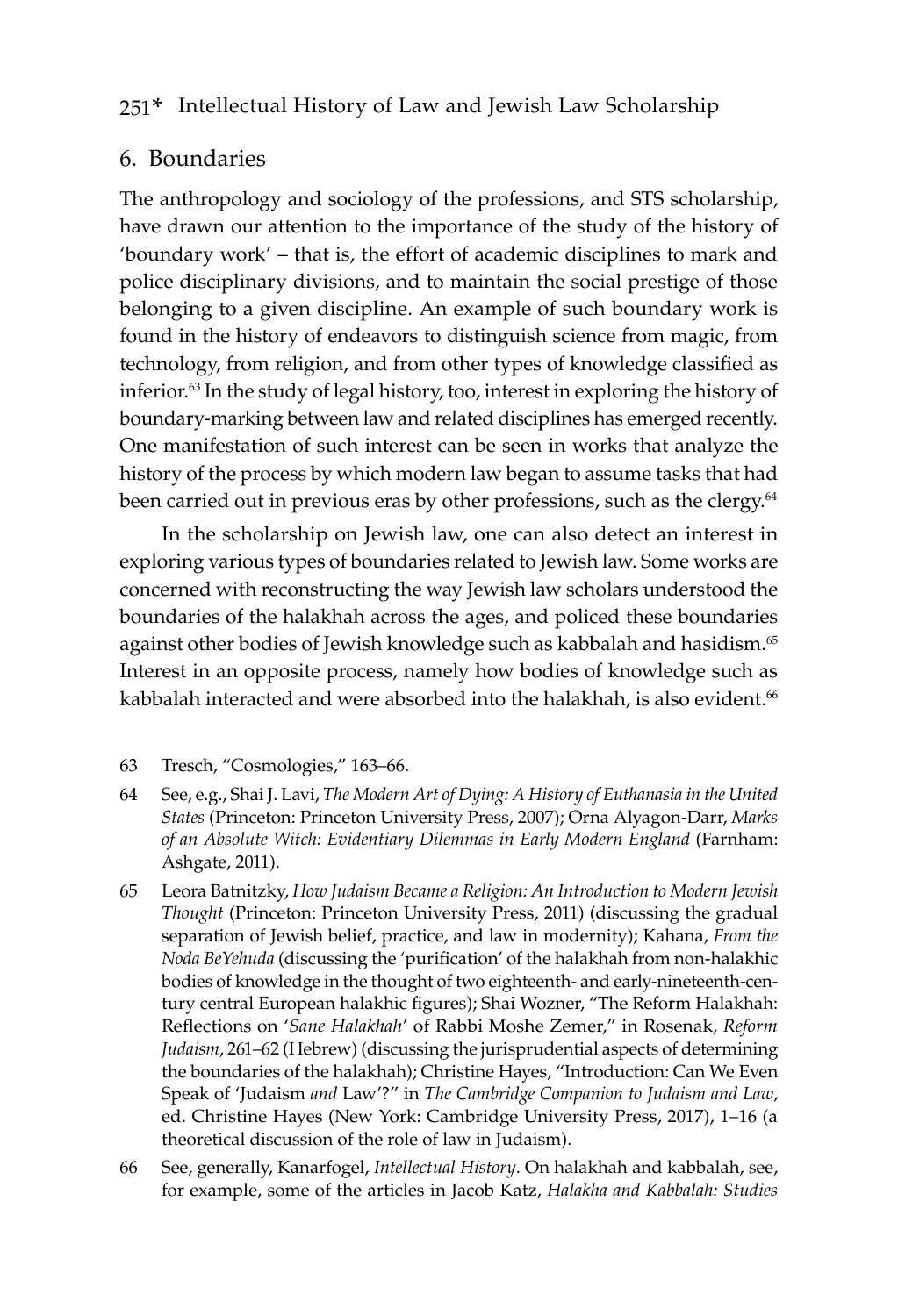## 6. Boundaries

The anthropology and sociology of the professions, and STS scholarship, have drawn our attention to the importance of the study of the history of 'boundary work' – that is, the effort of academic disciplines to mark and police disciplinary divisions, and to maintain the social prestige of those belonging to a given discipline. An example of such boundary work is found in the history of endeavors to distinguish science from magic, from technology, from religion, and from other types of knowledge classified as inferior.[63] In the study of legal history, too, interest in exploring the history of boundary-marking between law and related disciplines has emerged recently. One manifestation of such interest can be seen in works that analyze the history of the process by which modern law began to assume tasks that had been carried out in previous eras by other professions, such as the clergy.[64]

In the scholarship on Jewish law, one can also detect an interest in exploring various types of boundaries related to Jewish law. Some works are concerned with reconstructing the way Jewish law scholars understood the boundaries of the halakhah across the ages, and policed these boundaries against other bodies of Jewish knowledge such as kabbalah and hasidism.[65] Interest in an opposite process, namely how bodies of knowledge such as kabbalah interacted and were absorbed into the halakhah, is also evident.[66]

63 Tresch, "Cosmologies," 163–66.

64 See, e.g., Shai J. Lavi, *The Modern Art of Dying: A History of Euthanasia in the United States* (Princeton: Princeton University Press, 2007); Orna Alyagon-Darr, *Marks of an Absolute Witch: Evidentiary Dilemmas in Early Modern England* (Farnham: Ashgate, 2011).

65 Leora Batnitzky, *How Judaism Became a Religion: An Introduction to Modern Jewish Thought* (Princeton: Princeton University Press, 2011) (discussing the gradual separation of Jewish belief, practice, and law in modernity); Kahana, *From the Noda BeYehuda* (discussing the 'purification' of the halakhah from non-halakhic bodies of knowledge in the thought of two eighteenth- and early-nineteenth-century central European halakhic figures); Shai Wozner, "The Reform Halakhah: Reflections on '*Sane Halakhah*' of Rabbi Moshe Zemer," in Rosenak, *Reform Judaism*, 261–62 (Hebrew) (discussing the jurisprudential aspects of determining the boundaries of the halakhah); Christine Hayes, "Introduction: Can We Even Speak of 'Judaism *and* Law'?" in *The Cambridge Companion to Judaism and Law*, ed. Christine Hayes (New York: Cambridge University Press, 2017), 1–16 (a theoretical discussion of the role of law in Judaism).

66 See, generally, Kanarfogel, *Intellectual History*. On halakhah and kabbalah, see, for example, some of the articles in Jacob Katz, *Halakha and Kabbalah: Studies*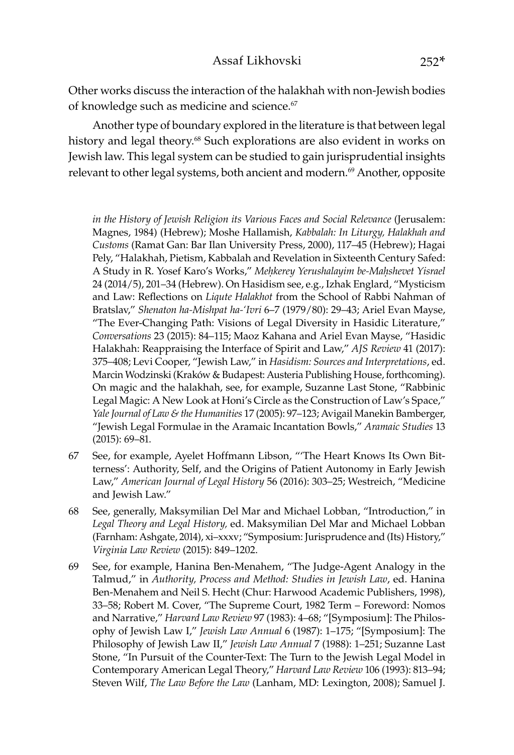Other works discuss the interaction of the halakhah with non-Jewish bodies of knowledge such as medicine and science.[67]

Another type of boundary explored in the literature is that between legal history and legal theory.[68] Such explorations are also evident in works on Jewish law. This legal system can be studied to gain jurisprudential insights relevant to other legal systems, both ancient and modern.[69] Another, opposite

*in the History of Jewish Religion its Various Faces and Social Relevance* (Jerusalem: Magnes, 1984) (Hebrew); Moshe Hallamish, *Kabbalah: In Liturgy, Halakhah and Customs* (Ramat Gan: Bar Ilan University Press, 2000), 117–45 (Hebrew); Hagai Pely, "Halakhah, Pietism, Kabbalah and Revelation in Sixteenth Century Safed: A Study in R. Yosef Karo's Works," *Meḥkerey Yerushalayim be-Maḥshevet Yisrael* 24 (2014/5), 201–34 (Hebrew). On Hasidism see, e.g., Izhak Englard, "Mysticism and Law: Reflections on *Liqute Halakhot* from the School of Rabbi Nahman of Bratslav," *Shenaton ha-Mishpat ha-'Ivri* 6–7 (1979/80): 29–43; Ariel Evan Mayse, "The Ever-Changing Path: Visions of Legal Diversity in Hasidic Literature," *Conversations* 23 (2015): 84–115; Maoz Kahana and Ariel Evan Mayse, "Hasidic Halakhah: Reappraising the Interface of Spirit and Law," *AJS Review* 41 (2017): 375–408; Levi Cooper, "Jewish Law," in *Hasidism: Sources and Interpretations*, ed. Marcin Wodzinski (Kraków & Budapest: Austeria Publishing House, forthcoming). On magic and the halakhah, see, for example, Suzanne Last Stone, "Rabbinic Legal Magic: A New Look at Honi's Circle as the Construction of Law's Space," *Yale Journal of Law & the Humanities* 17 (2005): 97–123; Avigail Manekin Bamberger, "Jewish Legal Formulae in the Aramaic Incantation Bowls," *Aramaic Studies* 13 (2015): 69–81.

67 See, for example, Ayelet Hoffmann Libson, "'The Heart Knows Its Own Bitterness': Authority, Self, and the Origins of Patient Autonomy in Early Jewish Law," *American Journal of Legal History* 56 (2016): 303–25; Westreich, "Medicine and Jewish Law."

68 See, generally, Maksymilian Del Mar and Michael Lobban, "Introduction," in *Legal Theory and Legal History,* ed. Maksymilian Del Mar and Michael Lobban (Farnham: Ashgate, 2014), xi–xxxv; "Symposium: Jurisprudence and (Its) History," *Virginia Law Review* (2015): 849–1202.

69 See, for example, Hanina Ben-Menahem, "The Judge-Agent Analogy in the Talmud," in *Authority, Process and Method: Studies in Jewish Law*, ed. Hanina Ben-Menahem and Neil S. Hecht (Chur: Harwood Academic Publishers, 1998), 33–58; Robert M. Cover, "The Supreme Court, 1982 Term – Foreword: Nomos and Narrative," *Harvard Law Review* 97 (1983): 4–68; "[Symposium]: The Philosophy of Jewish Law I," *Jewish Law Annual* 6 (1987): 1–175; "[Symposium]: The Philosophy of Jewish Law II," *Jewish Law Annual* 7 (1988): 1–251; Suzanne Last Stone, "In Pursuit of the Counter-Text: The Turn to the Jewish Legal Model in Contemporary American Legal Theory," *Harvard Law Review* 106 (1993): 813–94; Steven Wilf, *The Law Before the Law* (Lanham, MD: Lexington, 2008); Samuel J.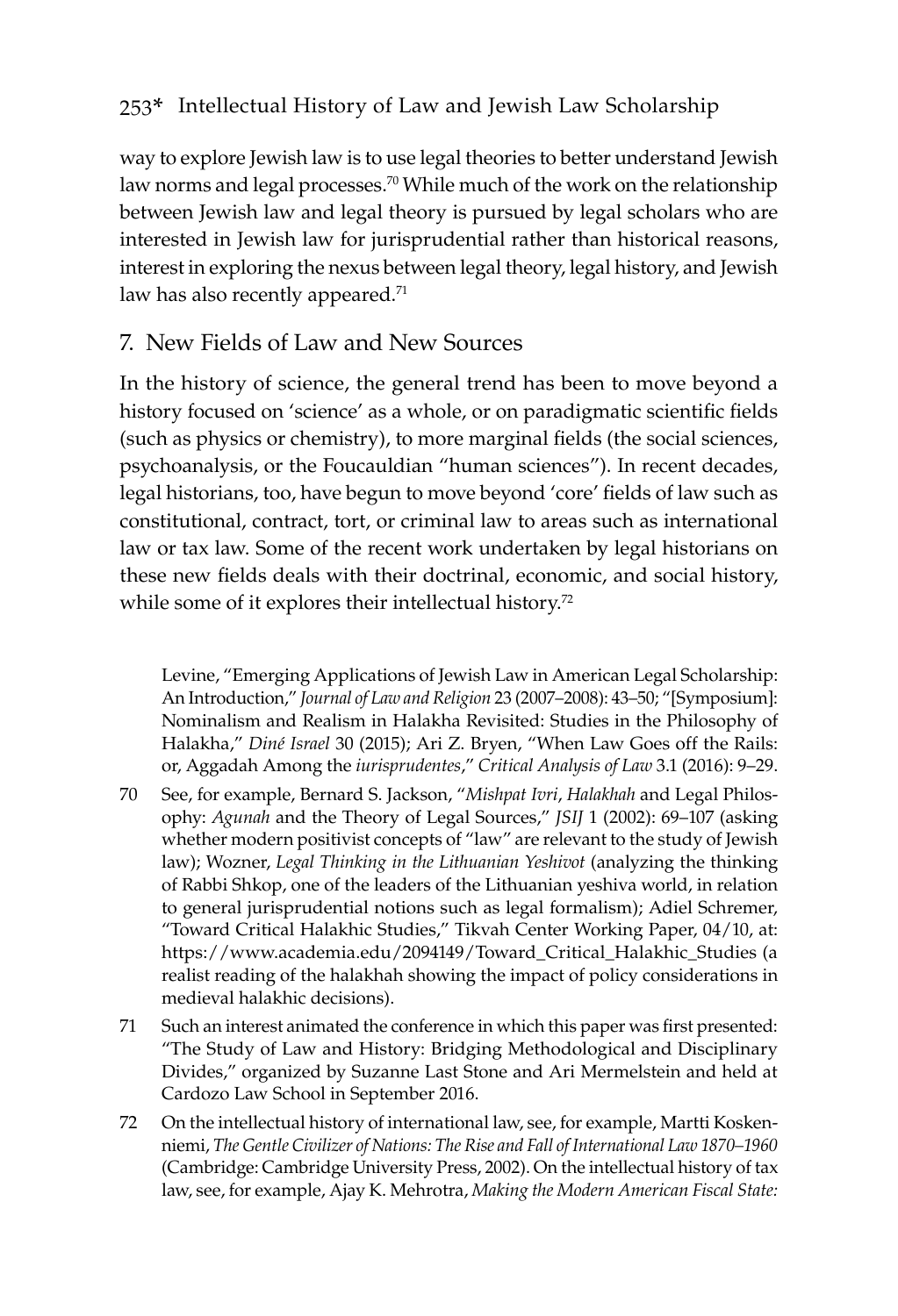way to explore Jewish law is to use legal theories to better understand Jewish law norms and legal processes.[70] While much of the work on the relationship between Jewish law and legal theory is pursued by legal scholars who are interested in Jewish law for jurisprudential rather than historical reasons, interest in exploring the nexus between legal theory, legal history, and Jewish law has also recently appeared.[71]

## 7. New Fields of Law and New Sources

In the history of science, the general trend has been to move beyond a history focused on 'science' as a whole, or on paradigmatic scientific fields (such as physics or chemistry), to more marginal fields (the social sciences, psychoanalysis, or the Foucauldian "human sciences"). In recent decades, legal historians, too, have begun to move beyond 'core' fields of law such as constitutional, contract, tort, or criminal law to areas such as international law or tax law. Some of the recent work undertaken by legal historians on these new fields deals with their doctrinal, economic, and social history, while some of it explores their intellectual history.[72]

---

Levine, "Emerging Applications of Jewish Law in American Legal Scholarship: An Introduction," *Journal of Law and Religion* 23 (2007–2008): 43–50; "[Symposium]: Nominalism and Realism in Halakha Revisited: Studies in the Philosophy of Halakha," *Diné Israel* 30 (2015); Ari Z. Bryen, "When Law Goes off the Rails: or, Aggadah Among the *iurisprudentes*," *Critical Analysis of Law* 3.1 (2016): 9–29.

70 See, for example, Bernard S. Jackson, "*Mishpat Ivri*, *Halakhah* and Legal Philosophy: *Agunah* and the Theory of Legal Sources," *JSIJ* 1 (2002): 69–107 (asking whether modern positivist concepts of "law" are relevant to the study of Jewish law); Wozner, *Legal Thinking in the Lithuanian Yeshivot* (analyzing the thinking of Rabbi Shkop, one of the leaders of the Lithuanian yeshiva world, in relation to general jurisprudential notions such as legal formalism); Adiel Schremer, "Toward Critical Halakhic Studies," Tikvah Center Working Paper, 04/10, at: https://www.academia.edu/2094149/Toward_Critical_Halakhic_Studies (a realist reading of the halakhah showing the impact of policy considerations in medieval halakhic decisions).

71 Such an interest animated the conference in which this paper was first presented: "The Study of Law and History: Bridging Methodological and Disciplinary Divides," organized by Suzanne Last Stone and Ari Mermelstein and held at Cardozo Law School in September 2016.

72 On the intellectual history of international law, see, for example, Martti Koskenniemi, *The Gentle Civilizer of Nations: The Rise and Fall of International Law 1870–1960* (Cambridge: Cambridge University Press, 2002). On the intellectual history of tax law, see, for example, Ajay K. Mehrotra, *Making the Modern American Fiscal State:*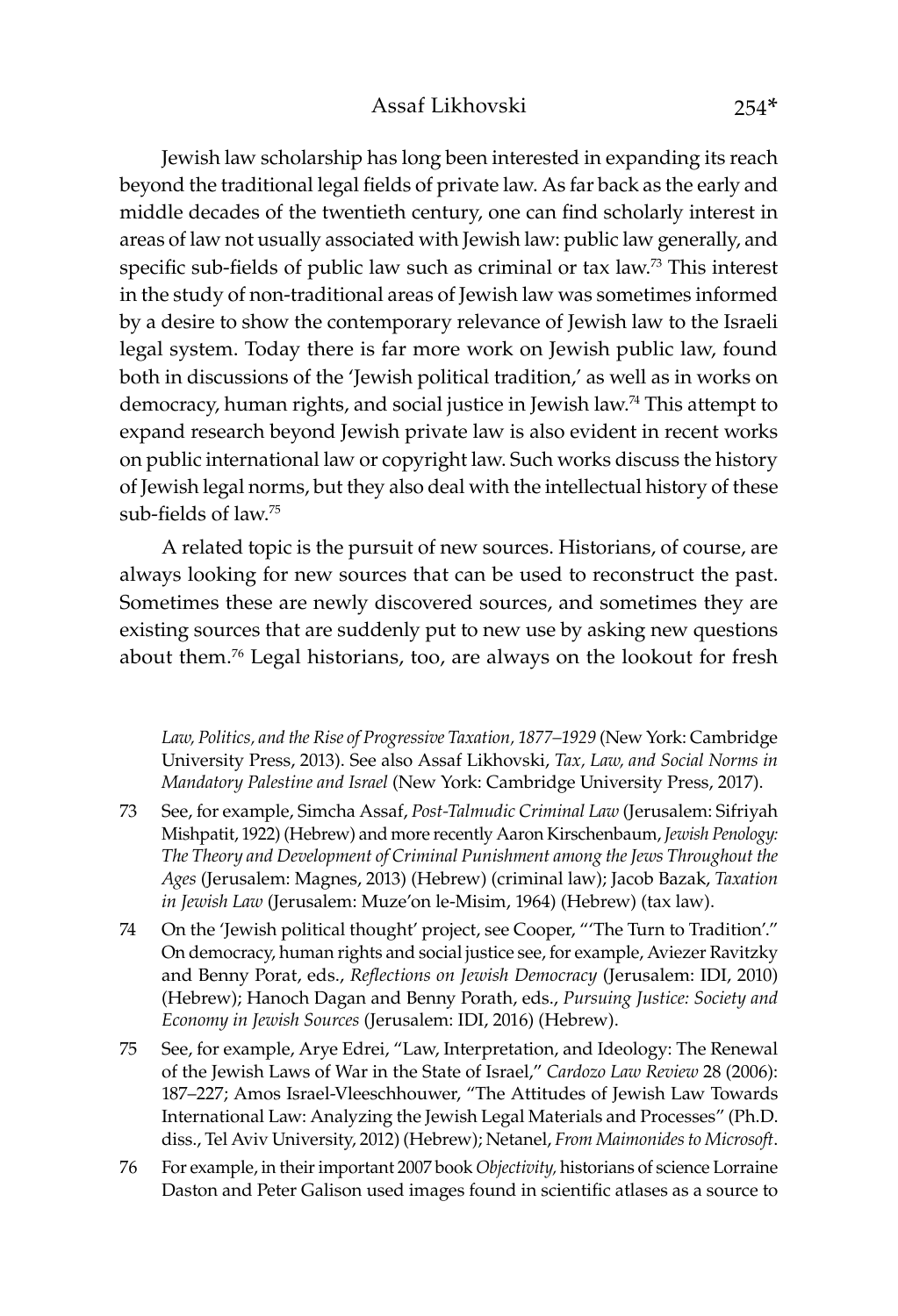Jewish law scholarship has long been interested in expanding its reach beyond the traditional legal fields of private law. As far back as the early and middle decades of the twentieth century, one can find scholarly interest in areas of law not usually associated with Jewish law: public law generally, and specific sub-fields of public law such as criminal or tax law.[73] This interest in the study of non-traditional areas of Jewish law was sometimes informed by a desire to show the contemporary relevance of Jewish law to the Israeli legal system. Today there is far more work on Jewish public law, found both in discussions of the 'Jewish political tradition,' as well as in works on democracy, human rights, and social justice in Jewish law.[74] This attempt to expand research beyond Jewish private law is also evident in recent works on public international law or copyright law. Such works discuss the history of Jewish legal norms, but they also deal with the intellectual history of these sub-fields of law.[75]

A related topic is the pursuit of new sources. Historians, of course, are always looking for new sources that can be used to reconstruct the past. Sometimes these are newly discovered sources, and sometimes they are existing sources that are suddenly put to new use by asking new questions about them.[76] Legal historians, too, are always on the lookout for fresh

*Law, Politics, and the Rise of Progressive Taxation, 1877–1929* (New York: Cambridge University Press, 2013). See also Assaf Likhovski, *Tax, Law, and Social Norms in Mandatory Palestine and Israel* (New York: Cambridge University Press, 2017).

73 See, for example, Simcha Assaf, *Post-Talmudic Criminal Law* (Jerusalem: Sifriyah Mishpatit, 1922) (Hebrew) and more recently Aaron Kirschenbaum, *Jewish Penology: The Theory and Development of Criminal Punishment among the Jews Throughout the Ages* (Jerusalem: Magnes, 2013) (Hebrew) (criminal law); Jacob Bazak, *Taxation in Jewish Law* (Jerusalem: Muze'on le-Misim, 1964) (Hebrew) (tax law).

74 On the 'Jewish political thought' project, see Cooper, "'The Turn to Tradition'." On democracy, human rights and social justice see, for example, Aviezer Ravitzky and Benny Porat, eds., *Reflections on Jewish Democracy* (Jerusalem: IDI, 2010) (Hebrew); Hanoch Dagan and Benny Porath, eds., *Pursuing Justice: Society and Economy in Jewish Sources* (Jerusalem: IDI, 2016) (Hebrew).

75 See, for example, Arye Edrei, "Law, Interpretation, and Ideology: The Renewal of the Jewish Laws of War in the State of Israel," *Cardozo Law Review* 28 (2006): 187–227; Amos Israel-Vleeschhouwer, "The Attitudes of Jewish Law Towards International Law: Analyzing the Jewish Legal Materials and Processes" (Ph.D. diss., Tel Aviv University, 2012) (Hebrew); Netanel, *From Maimonides to Microsoft*.

76 For example, in their important 2007 book *Objectivity,* historians of science Lorraine Daston and Peter Galison used images found in scientific atlases as a source to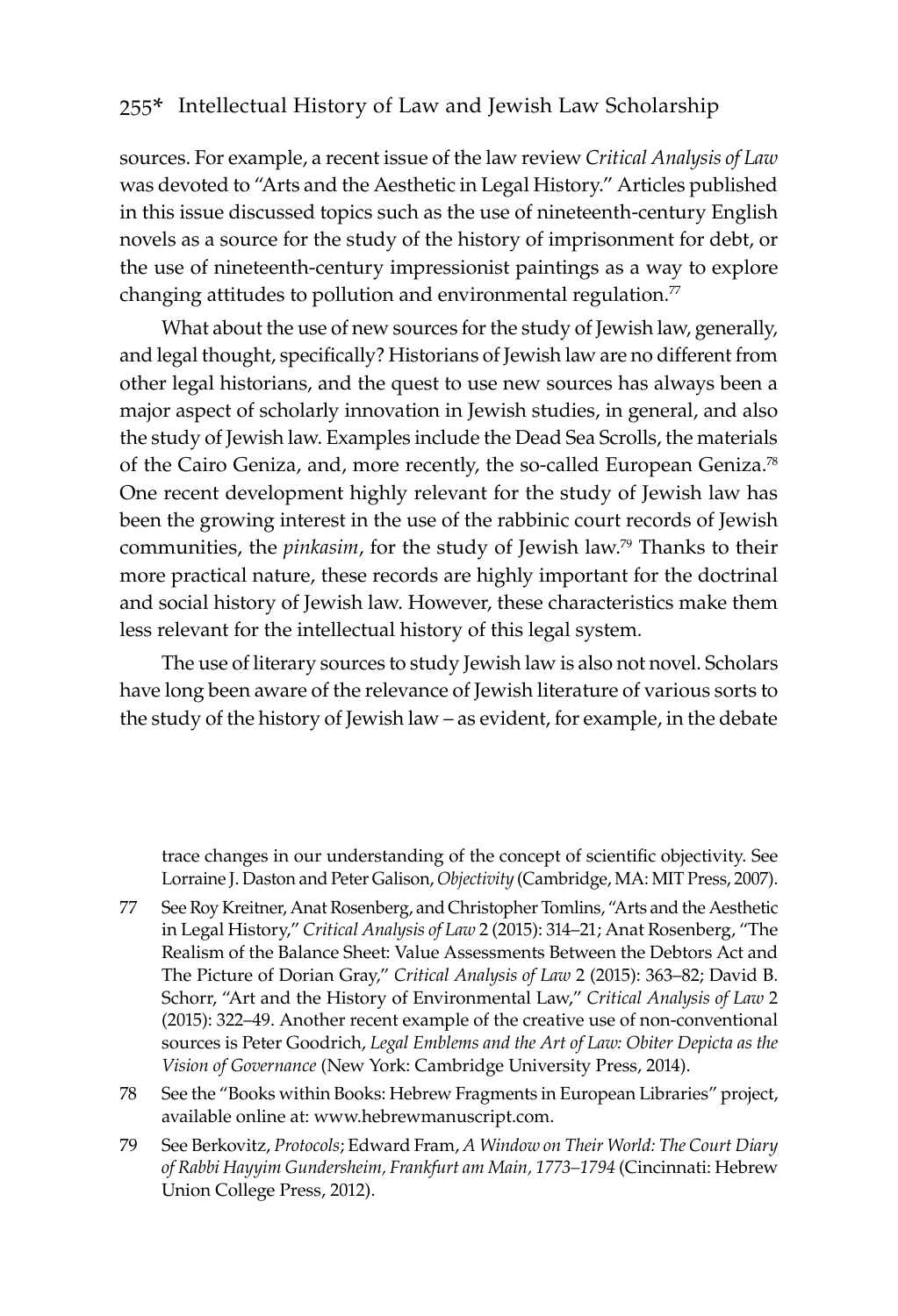sources. For example, a recent issue of the law review *Critical Analysis of Law* was devoted to "Arts and the Aesthetic in Legal History." Articles published in this issue discussed topics such as the use of nineteenth-century English novels as a source for the study of the history of imprisonment for debt, or the use of nineteenth-century impressionist paintings as a way to explore changing attitudes to pollution and environmental regulation.[77]

What about the use of new sources for the study of Jewish law, generally, and legal thought, specifically? Historians of Jewish law are no different from other legal historians, and the quest to use new sources has always been a major aspect of scholarly innovation in Jewish studies, in general, and also the study of Jewish law. Examples include the Dead Sea Scrolls, the materials of the Cairo Geniza, and, more recently, the so-called European Geniza.[78] One recent development highly relevant for the study of Jewish law has been the growing interest in the use of the rabbinic court records of Jewish communities, the *pinkasim*, for the study of Jewish law.[79] Thanks to their more practical nature, these records are highly important for the doctrinal and social history of Jewish law. However, these characteristics make them less relevant for the intellectual history of this legal system.

The use of literary sources to study Jewish law is also not novel. Scholars have long been aware of the relevance of Jewish literature of various sorts to the study of the history of Jewish law – as evident, for example, in the debate

---

trace changes in our understanding of the concept of scientific objectivity. See Lorraine J. Daston and Peter Galison, *Objectivity* (Cambridge, MA: MIT Press, 2007).

77 See Roy Kreitner, Anat Rosenberg, and Christopher Tomlins, "Arts and the Aesthetic in Legal History," *Critical Analysis of Law* 2 (2015): 314–21; Anat Rosenberg, "The Realism of the Balance Sheet: Value Assessments Between the Debtors Act and The Picture of Dorian Gray," *Critical Analysis of Law* 2 (2015): 363–82; David B. Schorr, "Art and the History of Environmental Law," *Critical Analysis of Law* 2 (2015): 322–49. Another recent example of the creative use of non-conventional sources is Peter Goodrich, *Legal Emblems and the Art of Law: Obiter Depicta as the Vision of Governance* (New York: Cambridge University Press, 2014).

78 See the "Books within Books: Hebrew Fragments in European Libraries" project, available online at: www.hebrewmanuscript.com.

79 See Berkovitz, *Protocols*; Edward Fram, *A Window on Their World: The Court Diary of Rabbi Hayyim Gundersheim, Frankfurt am Main, 1773–1794* (Cincinnati: Hebrew Union College Press, 2012).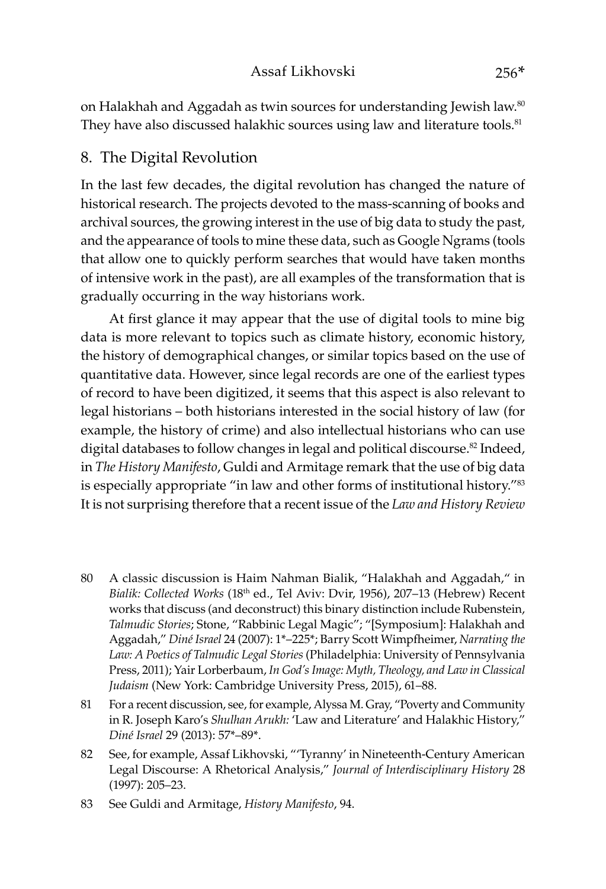on Halakhah and Aggadah as twin sources for understanding Jewish law.[80] They have also discussed halakhic sources using law and literature tools.[81]

## 8. The Digital Revolution

In the last few decades, the digital revolution has changed the nature of historical research. The projects devoted to the mass-scanning of books and archival sources, the growing interest in the use of big data to study the past, and the appearance of tools to mine these data, such as Google Ngrams (tools that allow one to quickly perform searches that would have taken months of intensive work in the past), are all examples of the transformation that is gradually occurring in the way historians work.

At first glance it may appear that the use of digital tools to mine big data is more relevant to topics such as climate history, economic history, the history of demographical changes, or similar topics based on the use of quantitative data. However, since legal records are one of the earliest types of record to have been digitized, it seems that this aspect is also relevant to legal historians – both historians interested in the social history of law (for example, the history of crime) and also intellectual historians who can use digital databases to follow changes in legal and political discourse.[82] Indeed, in *The History Manifesto*, Guldi and Armitage remark that the use of big data is especially appropriate "in law and other forms of institutional history."[83] It is not surprising therefore that a recent issue of the *Law and History Review*

80 A classic discussion is Haim Nahman Bialik, "Halakhah and Aggadah," in *Bialik: Collected Works* (18th ed., Tel Aviv: Dvir, 1956), 207–13 (Hebrew) Recent works that discuss (and deconstruct) this binary distinction include Rubenstein, *Talmudic Stories*; Stone, "Rabbinic Legal Magic"; "[Symposium]: Halakhah and Aggadah," *Diné Israel* 24 (2007): 1*–225*; Barry Scott Wimpfheimer, *Narrating the Law: A Poetics of Talmudic Legal Stories* (Philadelphia: University of Pennsylvania Press, 2011); Yair Lorberbaum, *In God's Image: Myth, Theology, and Law in Classical Judaism* (New York: Cambridge University Press, 2015), 61–88.

81 For a recent discussion, see, for example, Alyssa M. Gray, "Poverty and Community in R. Joseph Karo's *Shulhan Arukh:* 'Law and Literature' and Halakhic History," *Diné Israel* 29 (2013): 57*–89*.

82 See, for example, Assaf Likhovski, "'Tyranny' in Nineteenth-Century American Legal Discourse: A Rhetorical Analysis," *Journal of Interdisciplinary History* 28 (1997): 205–23.

83 See Guldi and Armitage, *History Manifesto*, 94.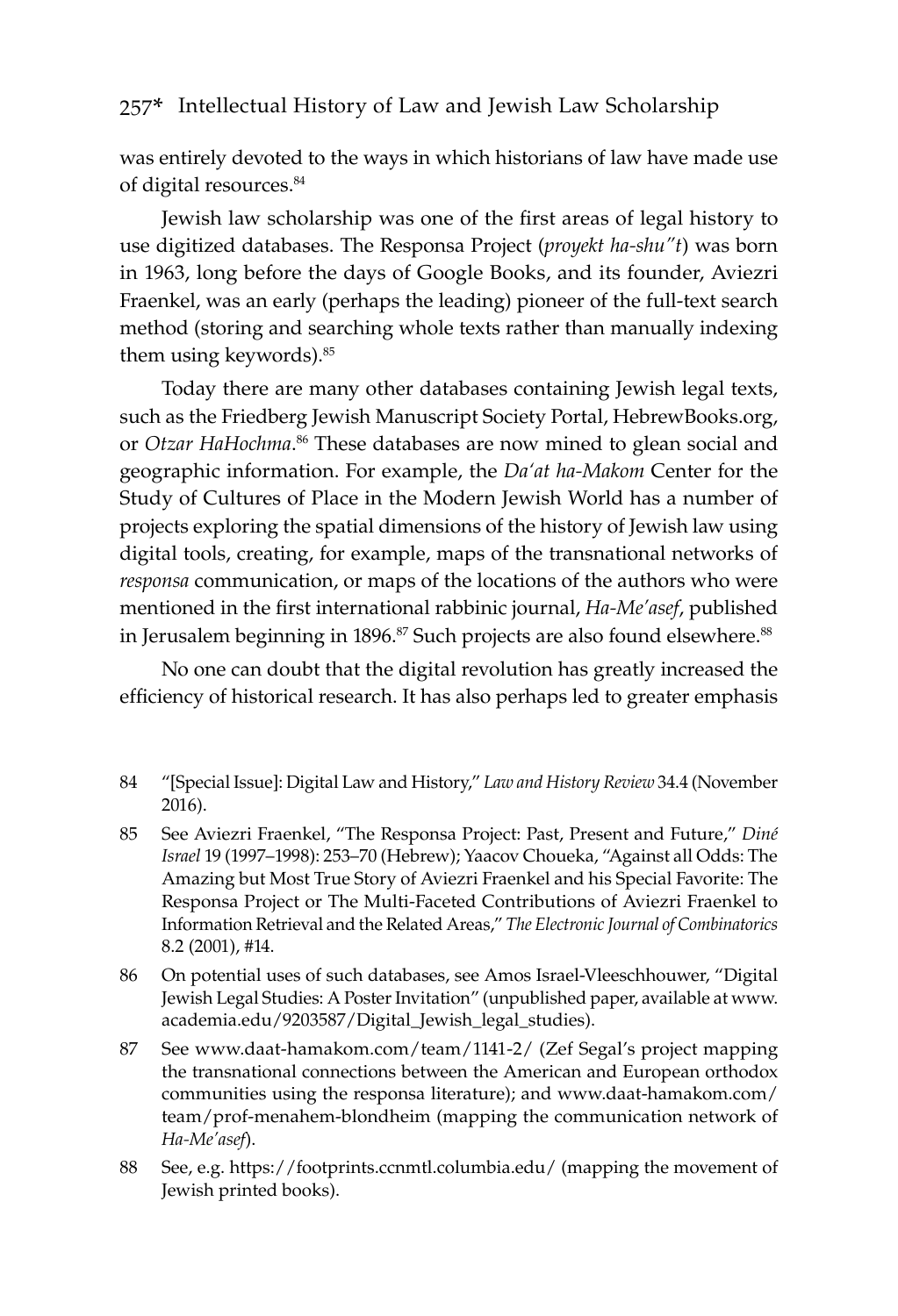was entirely devoted to the ways in which historians of law have made use of digital resources.[84]

Jewish law scholarship was one of the first areas of legal history to use digitized databases. The Responsa Project (*proyekt ha-shu"t*) was born in 1963, long before the days of Google Books, and its founder, Aviezri Fraenkel, was an early (perhaps the leading) pioneer of the full-text search method (storing and searching whole texts rather than manually indexing them using keywords).[85]

Today there are many other databases containing Jewish legal texts, such as the Friedberg Jewish Manuscript Society Portal, HebrewBooks.org, or *Otzar HaHochma*.[86] These databases are now mined to glean social and geographic information. For example, the *Da'at ha-Makom* Center for the Study of Cultures of Place in the Modern Jewish World has a number of projects exploring the spatial dimensions of the history of Jewish law using digital tools, creating, for example, maps of the transnational networks of *responsa* communication, or maps of the locations of the authors who were mentioned in the first international rabbinic journal, *Ha-Me'asef*, published in Jerusalem beginning in 1896.[87] Such projects are also found elsewhere.[88]

No one can doubt that the digital revolution has greatly increased the efficiency of historical research. It has also perhaps led to greater emphasis

---

84 "[Special Issue]: Digital Law and History," *Law and History Review* 34.4 (November 2016).

85 See Aviezri Fraenkel, "The Responsa Project: Past, Present and Future," *Diné Israel* 19 (1997–1998): 253–70 (Hebrew); Yaacov Choueka, "Against all Odds: The Amazing but Most True Story of Aviezri Fraenkel and his Special Favorite: The Responsa Project or The Multi-Faceted Contributions of Aviezri Fraenkel to Information Retrieval and the Related Areas," *The Electronic Journal of Combinatorics* 8.2 (2001), #14.

86 On potential uses of such databases, see Amos Israel-Vleeschhouwer, "Digital Jewish Legal Studies: A Poster Invitation" (unpublished paper, available at www.academia.edu/9203587/Digital_Jewish_legal_studies).

87 See www.daat-hamakom.com/team/1141-2/ (Zef Segal's project mapping the transnational connections between the American and European orthodox communities using the responsa literature); and www.daat-hamakom.com/team/prof-menahem-blondheim (mapping the communication network of *Ha-Me'asef*).

88 See, e.g. https://footprints.ccnmtl.columbia.edu/ (mapping the movement of Jewish printed books).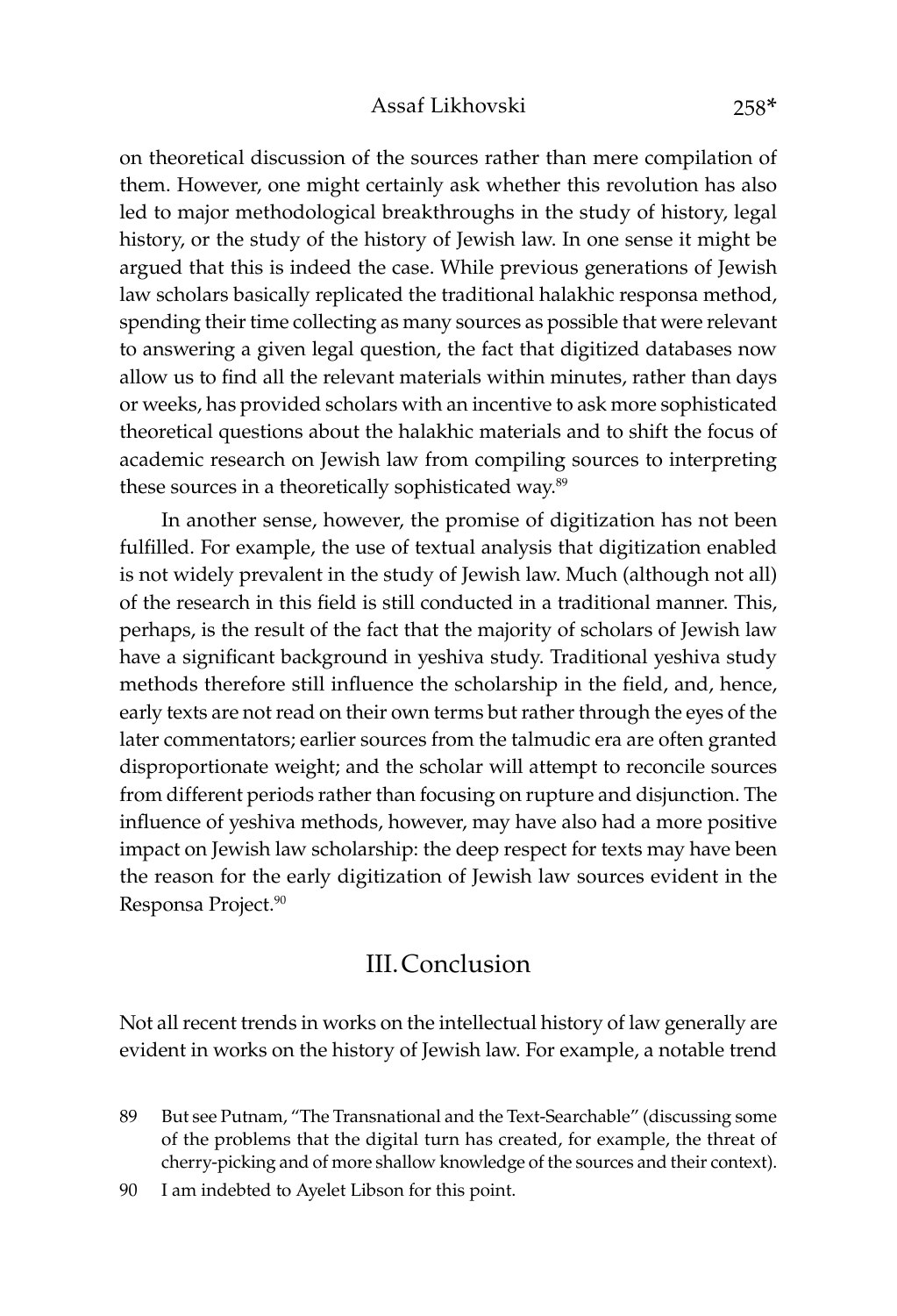on theoretical discussion of the sources rather than mere compilation of them. However, one might certainly ask whether this revolution has also led to major methodological breakthroughs in the study of history, legal history, or the study of the history of Jewish law. In one sense it might be argued that this is indeed the case. While previous generations of Jewish law scholars basically replicated the traditional halakhic responsa method, spending their time collecting as many sources as possible that were relevant to answering a given legal question, the fact that digitized databases now allow us to find all the relevant materials within minutes, rather than days or weeks, has provided scholars with an incentive to ask more sophisticated theoretical questions about the halakhic materials and to shift the focus of academic research on Jewish law from compiling sources to interpreting these sources in a theoretically sophisticated way.[89]

In another sense, however, the promise of digitization has not been fulfilled. For example, the use of textual analysis that digitization enabled is not widely prevalent in the study of Jewish law. Much (although not all) of the research in this field is still conducted in a traditional manner. This, perhaps, is the result of the fact that the majority of scholars of Jewish law have a significant background in yeshiva study. Traditional yeshiva study methods therefore still influence the scholarship in the field, and, hence, early texts are not read on their own terms but rather through the eyes of the later commentators; earlier sources from the talmudic era are often granted disproportionate weight; and the scholar will attempt to reconcile sources from different periods rather than focusing on rupture and disjunction. The influence of yeshiva methods, however, may have also had a more positive impact on Jewish law scholarship: the deep respect for texts may have been the reason for the early digitization of Jewish law sources evident in the Responsa Project.[90]

## III. Conclusion

Not all recent trends in works on the intellectual history of law generally are evident in works on the history of Jewish law. For example, a notable trend

89 But see Putnam, "The Transnational and the Text-Searchable" (discussing some of the problems that the digital turn has created, for example, the threat of cherry-picking and of more shallow knowledge of the sources and their context).

90 I am indebted to Ayelet Libson for this point.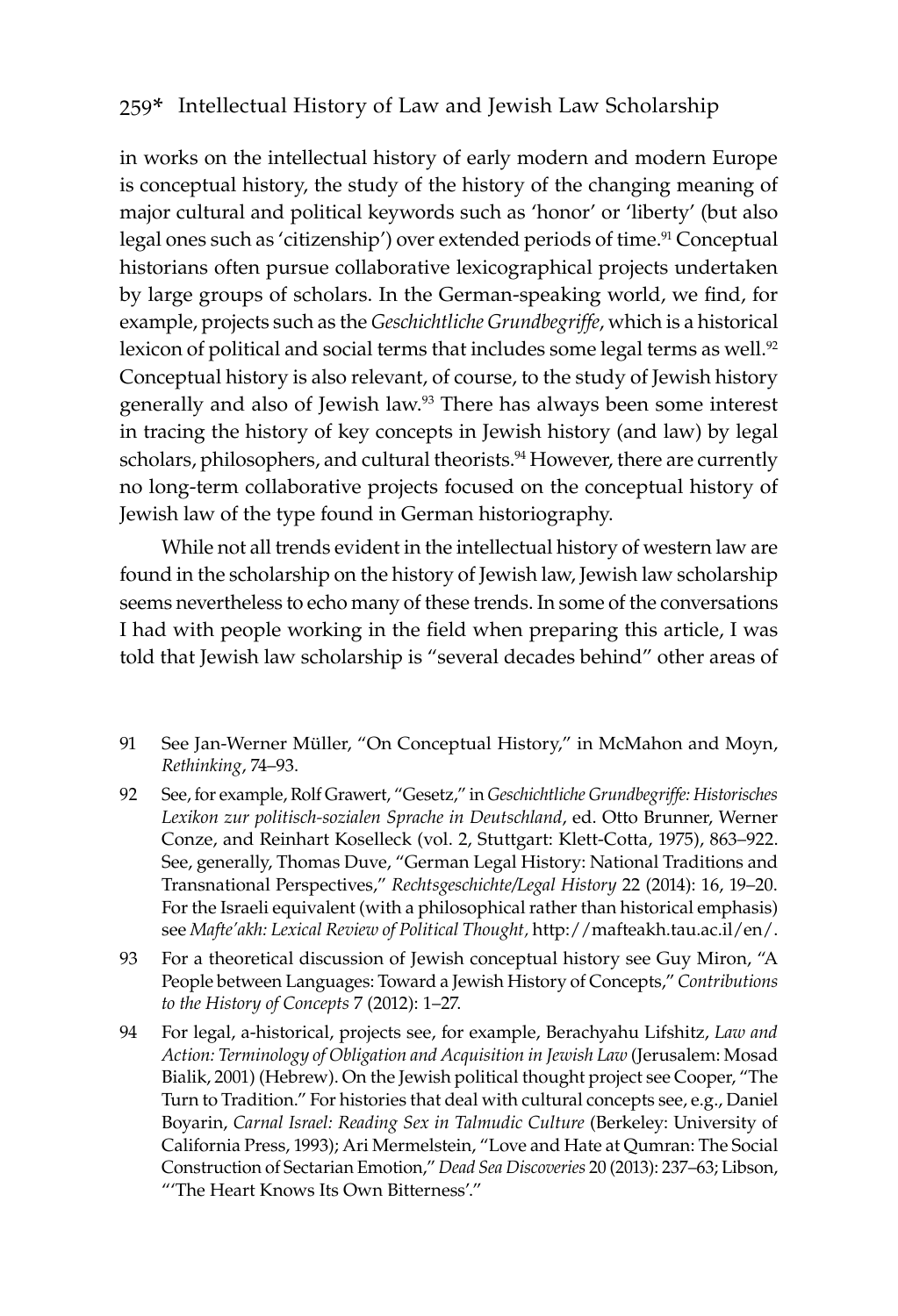in works on the intellectual history of early modern and modern Europe is conceptual history, the study of the history of the changing meaning of major cultural and political keywords such as 'honor' or 'liberty' (but also legal ones such as 'citizenship') over extended periods of time.[91] Conceptual historians often pursue collaborative lexicographical projects undertaken by large groups of scholars. In the German-speaking world, we find, for example, projects such as the *Geschichtliche Grundbegriffe*, which is a historical lexicon of political and social terms that includes some legal terms as well.[92] Conceptual history is also relevant, of course, to the study of Jewish history generally and also of Jewish law.[93] There has always been some interest in tracing the history of key concepts in Jewish history (and law) by legal scholars, philosophers, and cultural theorists.[94] However, there are currently no long-term collaborative projects focused on the conceptual history of Jewish law of the type found in German historiography.

While not all trends evident in the intellectual history of western law are found in the scholarship on the history of Jewish law, Jewish law scholarship seems nevertheless to echo many of these trends. In some of the conversations I had with people working in the field when preparing this article, I was told that Jewish law scholarship is "several decades behind" other areas of

91 See Jan-Werner Müller, "On Conceptual History," in McMahon and Moyn, *Rethinking*, 74–93.

92 See, for example, Rolf Grawert, "Gesetz," in *Geschichtliche Grundbegriffe: Historisches Lexikon zur politisch-sozialen Sprache in Deutschland*, ed. Otto Brunner, Werner Conze, and Reinhart Koselleck (vol. 2, Stuttgart: Klett-Cotta, 1975), 863–922. See, generally, Thomas Duve, "German Legal History: National Traditions and Transnational Perspectives," *Rechtsgeschichte/Legal History* 22 (2014): 16, 19–20. For the Israeli equivalent (with a philosophical rather than historical emphasis) see *Mafte'akh: Lexical Review of Political Thought*, http://mafteakh.tau.ac.il/en/.

93 For a theoretical discussion of Jewish conceptual history see Guy Miron, "A People between Languages: Toward a Jewish History of Concepts," *Contributions to the History of Concepts* 7 (2012): 1–27.

94 For legal, a-historical, projects see, for example, Berachyahu Lifshitz, *Law and Action: Terminology of Obligation and Acquisition in Jewish Law* (Jerusalem: Mosad Bialik, 2001) (Hebrew). On the Jewish political thought project see Cooper, "The Turn to Tradition." For histories that deal with cultural concepts see, e.g., Daniel Boyarin, *Carnal Israel: Reading Sex in Talmudic Culture* (Berkeley: University of California Press, 1993); Ari Mermelstein, "Love and Hate at Qumran: The Social Construction of Sectarian Emotion," *Dead Sea Discoveries* 20 (2013): 237–63; Libson, "'The Heart Knows Its Own Bitterness'."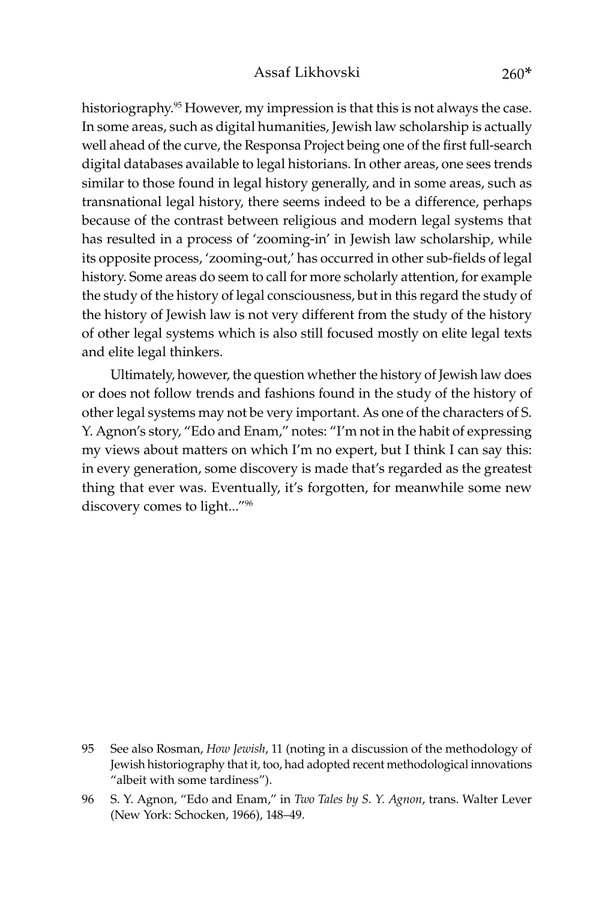historiography.[95] However, my impression is that this is not always the case. In some areas, such as digital humanities, Jewish law scholarship is actually well ahead of the curve, the Responsa Project being one of the first full-search digital databases available to legal historians. In other areas, one sees trends similar to those found in legal history generally, and in some areas, such as transnational legal history, there seems indeed to be a difference, perhaps because of the contrast between religious and modern legal systems that has resulted in a process of 'zooming-in' in Jewish law scholarship, while its opposite process, 'zooming-out,' has occurred in other sub-fields of legal history. Some areas do seem to call for more scholarly attention, for example the study of the history of legal consciousness, but in this regard the study of the history of Jewish law is not very different from the study of the history of other legal systems which is also still focused mostly on elite legal texts and elite legal thinkers.

Ultimately, however, the question whether the history of Jewish law does or does not follow trends and fashions found in the study of the history of other legal systems may not be very important. As one of the characters of S. Y. Agnon's story, "Edo and Enam," notes: "I'm not in the habit of expressing my views about matters on which I'm no expert, but I think I can say this: in every generation, some discovery is made that's regarded as the greatest thing that ever was. Eventually, it's forgotten, for meanwhile some new discovery comes to light..."[96]

---

95 See also Rosman, *How Jewish*, 11 (noting in a discussion of the methodology of Jewish historiography that it, too, had adopted recent methodological innovations "albeit with some tardiness").

96 S. Y. Agnon, "Edo and Enam," in *Two Tales by S. Y. Agnon*, trans. Walter Lever (New York: Schocken, 1966), 148–49.